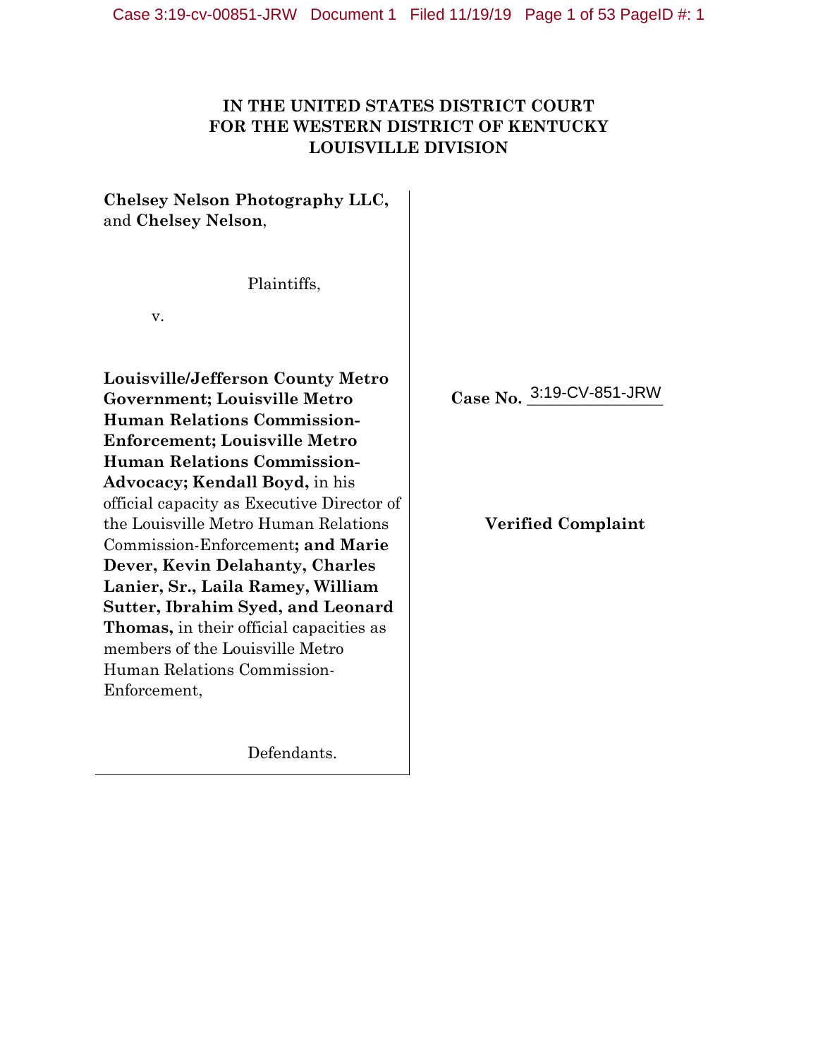**IN THE UNITED STATES DISTRICT COURT**
**FOR THE WESTERN DISTRICT OF KENTUCKY**
**LOUISVILLE DIVISION**

**Chelsey Nelson Photography LLC,** and **Chelsey Nelson**,

Plaintiffs,

v.

**Louisville/Jefferson County Metro Government; Louisville Metro Human Relations Commission-Enforcement; Louisville Metro Human Relations Commission-Advocacy; Kendall Boyd,** in his official capacity as Executive Director of the Louisville Metro Human Relations Commission-Enforcement**; and Marie Dever, Kevin Delahanty, Charles Lanier, Sr., Laila Ramey, William Sutter, Ibrahim Syed, and Leonard Thomas,** in their official capacities as members of the Louisville Metro Human Relations Commission-Enforcement,

Defendants.

**Case No.** 3:19-CV-851-JRW

**Verified Complaint**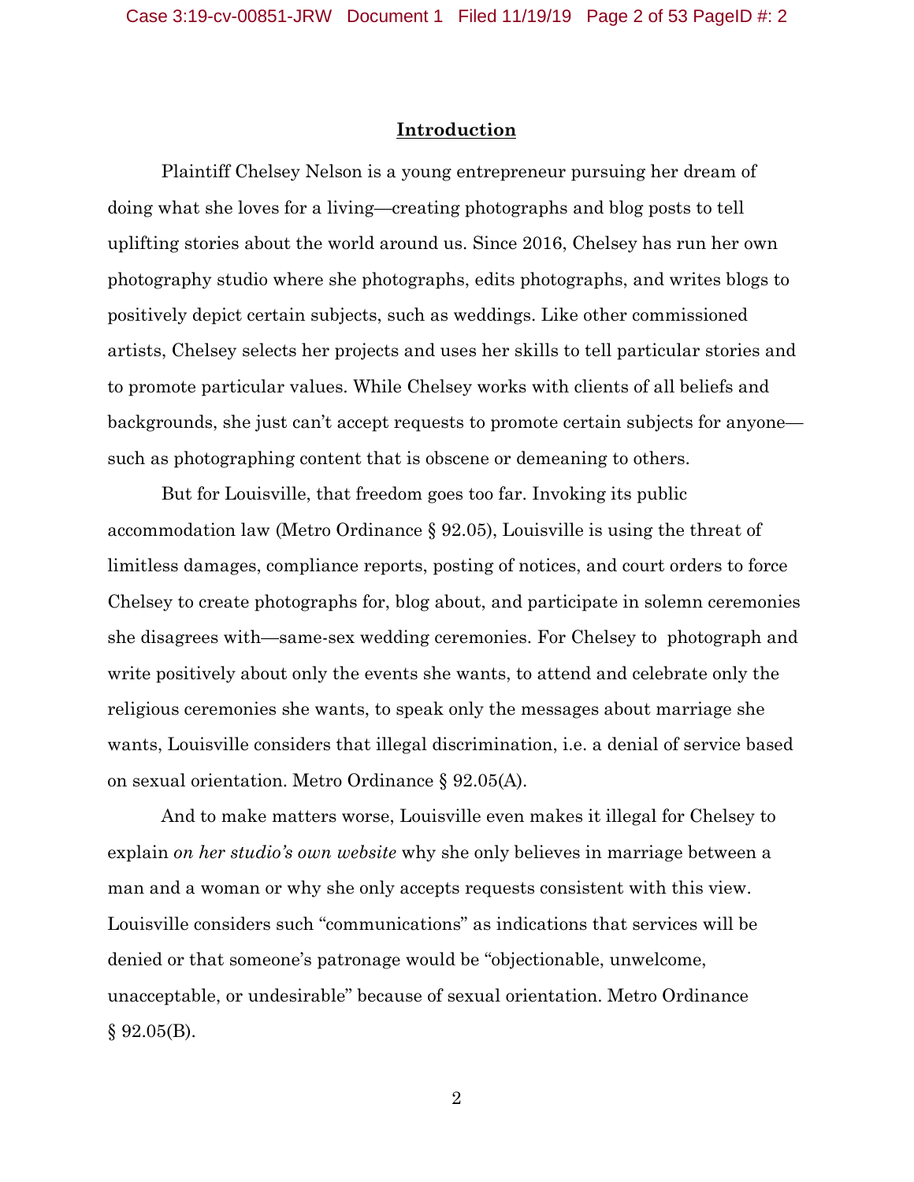## Introduction

Plaintiff Chelsey Nelson is a young entrepreneur pursuing her dream of doing what she loves for a living—creating photographs and blog posts to tell uplifting stories about the world around us. Since 2016, Chelsey has run her own photography studio where she photographs, edits photographs, and writes blogs to positively depict certain subjects, such as weddings. Like other commissioned artists, Chelsey selects her projects and uses her skills to tell particular stories and to promote particular values. While Chelsey works with clients of all beliefs and backgrounds, she just can't accept requests to promote certain subjects for anyone—such as photographing content that is obscene or demeaning to others.

But for Louisville, that freedom goes too far. Invoking its public accommodation law (Metro Ordinance § 92.05), Louisville is using the threat of limitless damages, compliance reports, posting of notices, and court orders to force Chelsey to create photographs for, blog about, and participate in solemn ceremonies she disagrees with—same-sex wedding ceremonies. For Chelsey to photograph and write positively about only the events she wants, to attend and celebrate only the religious ceremonies she wants, to speak only the messages about marriage she wants, Louisville considers that illegal discrimination, i.e. a denial of service based on sexual orientation. Metro Ordinance § 92.05(A).

And to make matters worse, Louisville even makes it illegal for Chelsey to explain *on her studio's own website* why she only believes in marriage between a man and a woman or why she only accepts requests consistent with this view. Louisville considers such "communications" as indications that services will be denied or that someone's patronage would be "objectionable, unwelcome, unacceptable, or undesirable" because of sexual orientation. Metro Ordinance § 92.05(B).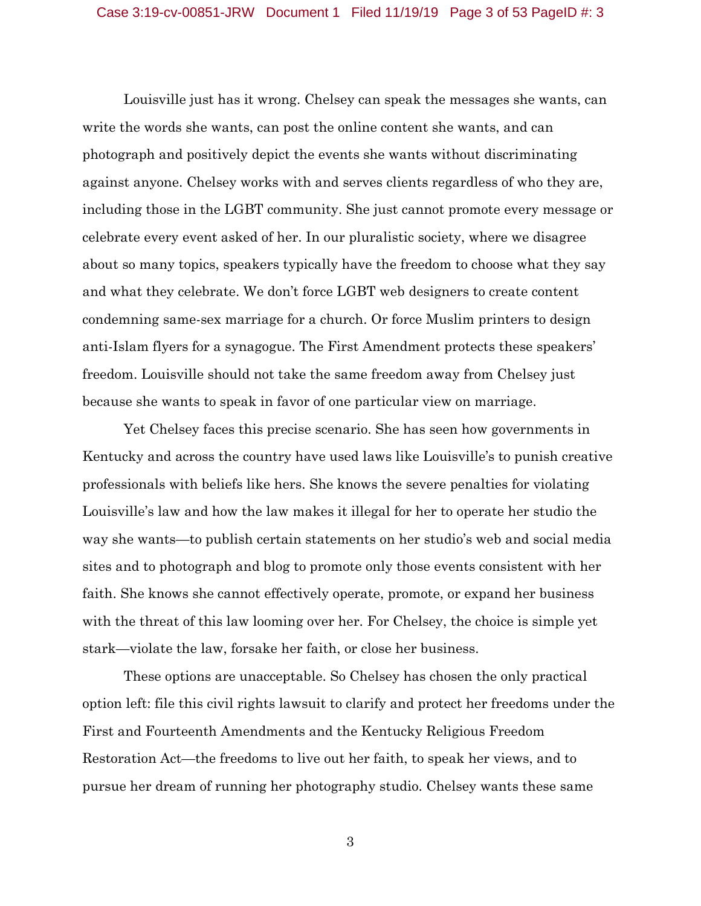Louisville just has it wrong. Chelsey can speak the messages she wants, can write the words she wants, can post the online content she wants, and can photograph and positively depict the events she wants without discriminating against anyone. Chelsey works with and serves clients regardless of who they are, including those in the LGBT community. She just cannot promote every message or celebrate every event asked of her. In our pluralistic society, where we disagree about so many topics, speakers typically have the freedom to choose what they say and what they celebrate. We don't force LGBT web designers to create content condemning same-sex marriage for a church. Or force Muslim printers to design anti-Islam flyers for a synagogue. The First Amendment protects these speakers' freedom. Louisville should not take the same freedom away from Chelsey just because she wants to speak in favor of one particular view on marriage.

Yet Chelsey faces this precise scenario. She has seen how governments in Kentucky and across the country have used laws like Louisville's to punish creative professionals with beliefs like hers. She knows the severe penalties for violating Louisville's law and how the law makes it illegal for her to operate her studio the way she wants—to publish certain statements on her studio's web and social media sites and to photograph and blog to promote only those events consistent with her faith. She knows she cannot effectively operate, promote, or expand her business with the threat of this law looming over her. For Chelsey, the choice is simple yet stark—violate the law, forsake her faith, or close her business.

These options are unacceptable. So Chelsey has chosen the only practical option left: file this civil rights lawsuit to clarify and protect her freedoms under the First and Fourteenth Amendments and the Kentucky Religious Freedom Restoration Act—the freedoms to live out her faith, to speak her views, and to pursue her dream of running her photography studio. Chelsey wants these same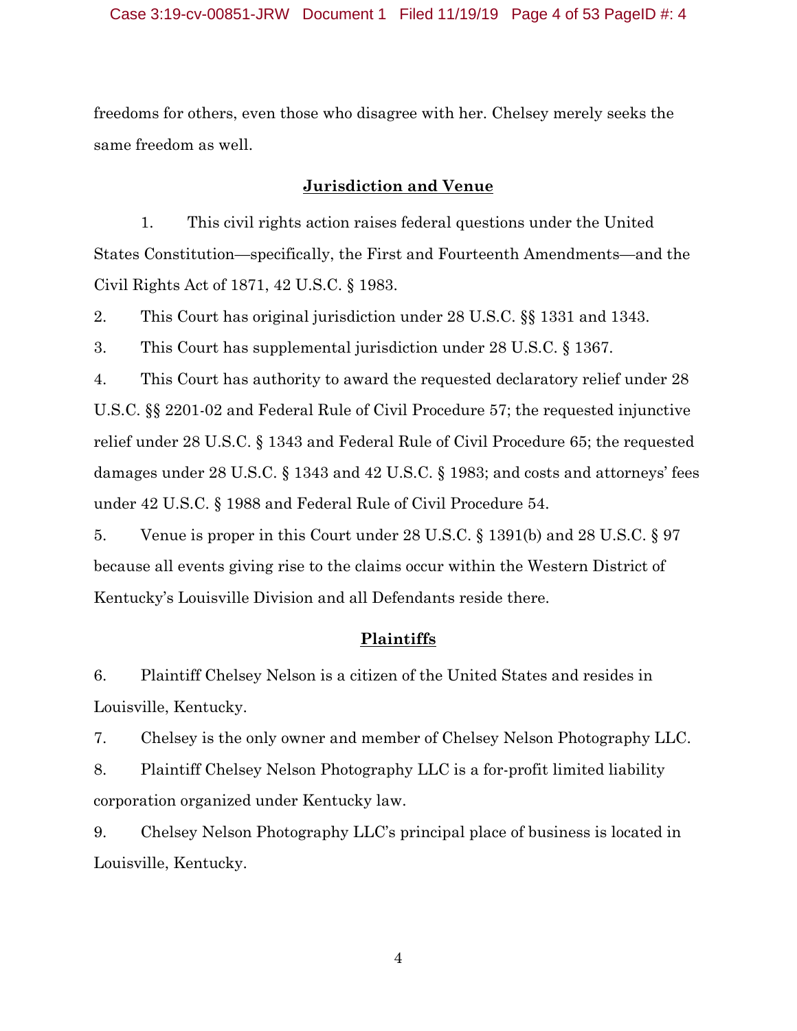freedoms for others, even those who disagree with her. Chelsey merely seeks the same freedom as well.

## **Jurisdiction and Venue**

1. This civil rights action raises federal questions under the United States Constitution—specifically, the First and Fourteenth Amendments—and the Civil Rights Act of 1871, 42 U.S.C. § 1983.

2. This Court has original jurisdiction under 28 U.S.C. §§ 1331 and 1343.

3. This Court has supplemental jurisdiction under 28 U.S.C. § 1367.

4. This Court has authority to award the requested declaratory relief under 28 U.S.C. §§ 2201-02 and Federal Rule of Civil Procedure 57; the requested injunctive relief under 28 U.S.C. § 1343 and Federal Rule of Civil Procedure 65; the requested damages under 28 U.S.C. § 1343 and 42 U.S.C. § 1983; and costs and attorneys' fees under 42 U.S.C. § 1988 and Federal Rule of Civil Procedure 54.

5. Venue is proper in this Court under 28 U.S.C. § 1391(b) and 28 U.S.C. § 97 because all events giving rise to the claims occur within the Western District of Kentucky's Louisville Division and all Defendants reside there.

## **Plaintiffs**

6. Plaintiff Chelsey Nelson is a citizen of the United States and resides in Louisville, Kentucky.

7. Chelsey is the only owner and member of Chelsey Nelson Photography LLC.

8. Plaintiff Chelsey Nelson Photography LLC is a for-profit limited liability corporation organized under Kentucky law.

9. Chelsey Nelson Photography LLC's principal place of business is located in Louisville, Kentucky.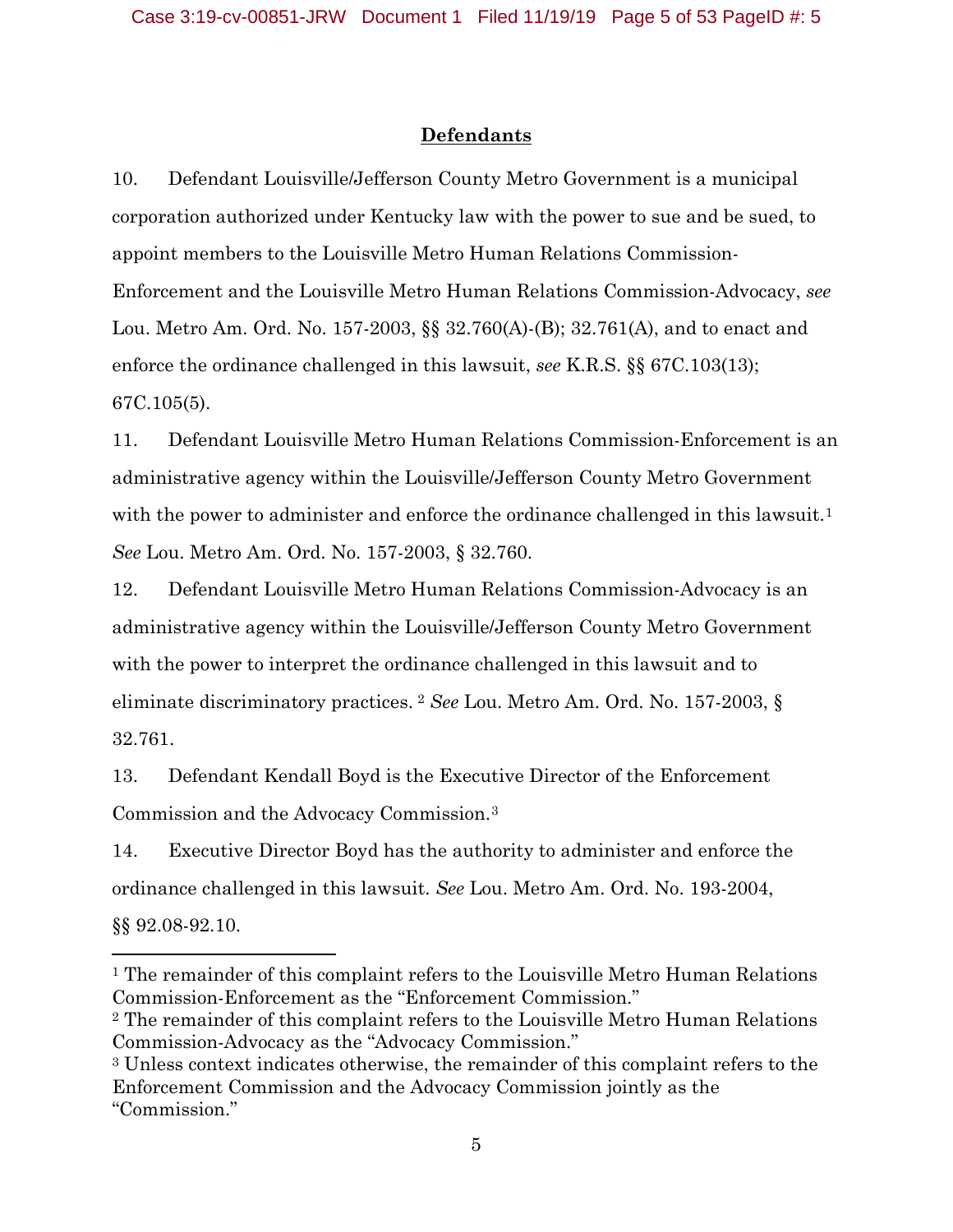**Defendants**

10. Defendant Louisville/Jefferson County Metro Government is a municipal corporation authorized under Kentucky law with the power to sue and be sued, to appoint members to the Louisville Metro Human Relations Commission-Enforcement and the Louisville Metro Human Relations Commission-Advocacy, *see* Lou. Metro Am. Ord. No. 157-2003, §§ 32.760(A)-(B); 32.761(A), and to enact and enforce the ordinance challenged in this lawsuit, *see* K.R.S. §§ 67C.103(13); 67C.105(5).

11. Defendant Louisville Metro Human Relations Commission-Enforcement is an administrative agency within the Louisville/Jefferson County Metro Government with the power to administer and enforce the ordinance challenged in this lawsuit.[1] *See* Lou. Metro Am. Ord. No. 157-2003, § 32.760.

12. Defendant Louisville Metro Human Relations Commission-Advocacy is an administrative agency within the Louisville/Jefferson County Metro Government with the power to interpret the ordinance challenged in this lawsuit and to eliminate discriminatory practices.[2] *See* Lou. Metro Am. Ord. No. 157-2003, § 32.761.

13. Defendant Kendall Boyd is the Executive Director of the Enforcement Commission and the Advocacy Commission.[3]

14. Executive Director Boyd has the authority to administer and enforce the ordinance challenged in this lawsuit. *See* Lou. Metro Am. Ord. No. 193-2004, §§ 92.08-92.10.

---

[1] The remainder of this complaint refers to the Louisville Metro Human Relations Commission-Enforcement as the "Enforcement Commission."

[2] The remainder of this complaint refers to the Louisville Metro Human Relations Commission-Advocacy as the "Advocacy Commission."

[3] Unless context indicates otherwise, the remainder of this complaint refers to the Enforcement Commission and the Advocacy Commission jointly as the "Commission."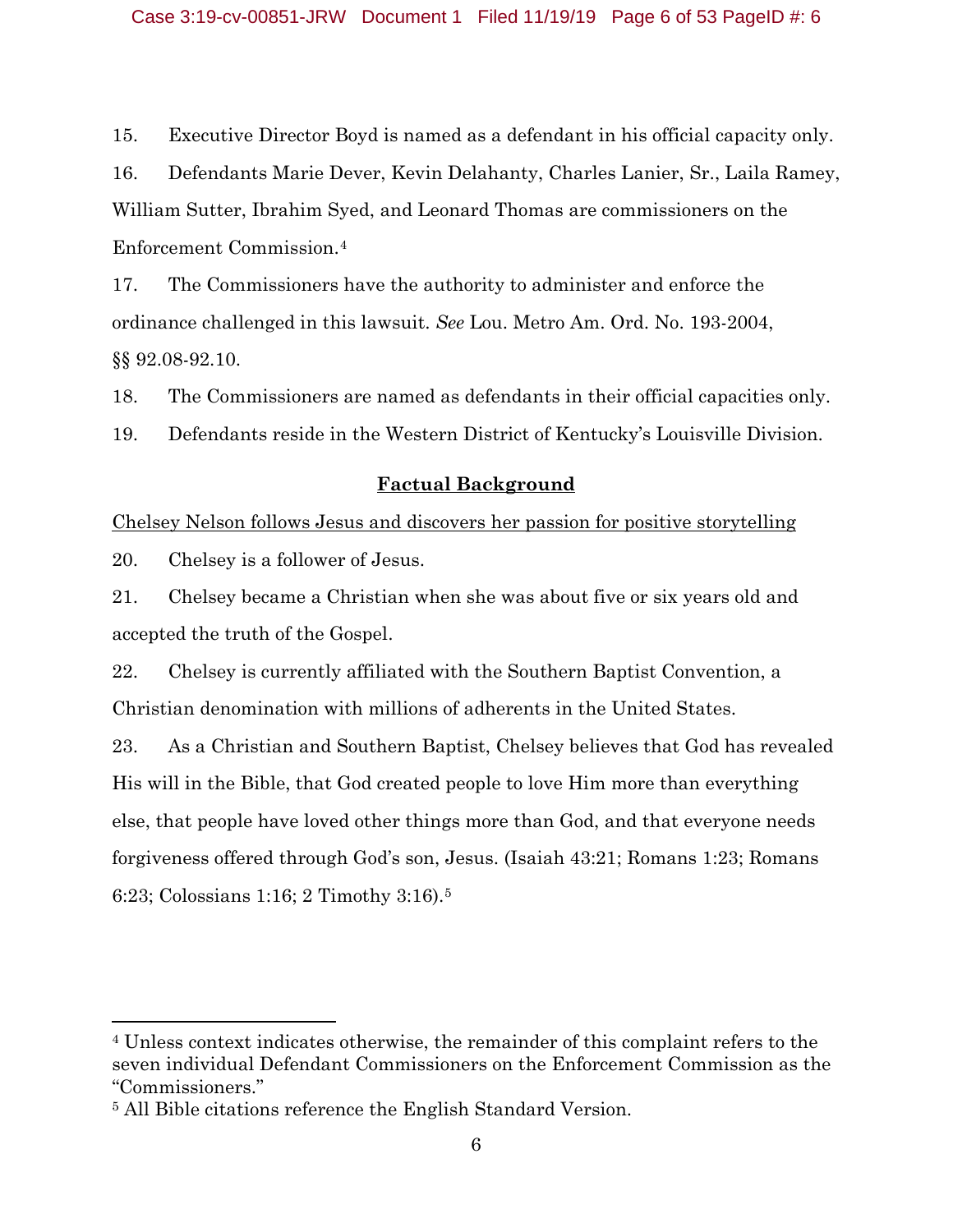15. Executive Director Boyd is named as a defendant in his official capacity only.

16. Defendants Marie Dever, Kevin Delahanty, Charles Lanier, Sr., Laila Ramey, William Sutter, Ibrahim Syed, and Leonard Thomas are commissioners on the Enforcement Commission.[4]

17. The Commissioners have the authority to administer and enforce the ordinance challenged in this lawsuit. *See* Lou. Metro Am. Ord. No. 193-2004, §§ 92.08-92.10.

18. The Commissioners are named as defendants in their official capacities only.

19. Defendants reside in the Western District of Kentucky's Louisville Division.

## Factual Background

Chelsey Nelson follows Jesus and discovers her passion for positive storytelling

20. Chelsey is a follower of Jesus.

21. Chelsey became a Christian when she was about five or six years old and accepted the truth of the Gospel.

22. Chelsey is currently affiliated with the Southern Baptist Convention, a Christian denomination with millions of adherents in the United States.

23. As a Christian and Southern Baptist, Chelsey believes that God has revealed His will in the Bible, that God created people to love Him more than everything else, that people have loved other things more than God, and that everyone needs forgiveness offered through God's son, Jesus. (Isaiah 43:21; Romans 1:23; Romans 6:23; Colossians 1:16; 2 Timothy 3:16).[5]

---

[4] Unless context indicates otherwise, the remainder of this complaint refers to the seven individual Defendant Commissioners on the Enforcement Commission as the "Commissioners."

[5] All Bible citations reference the English Standard Version.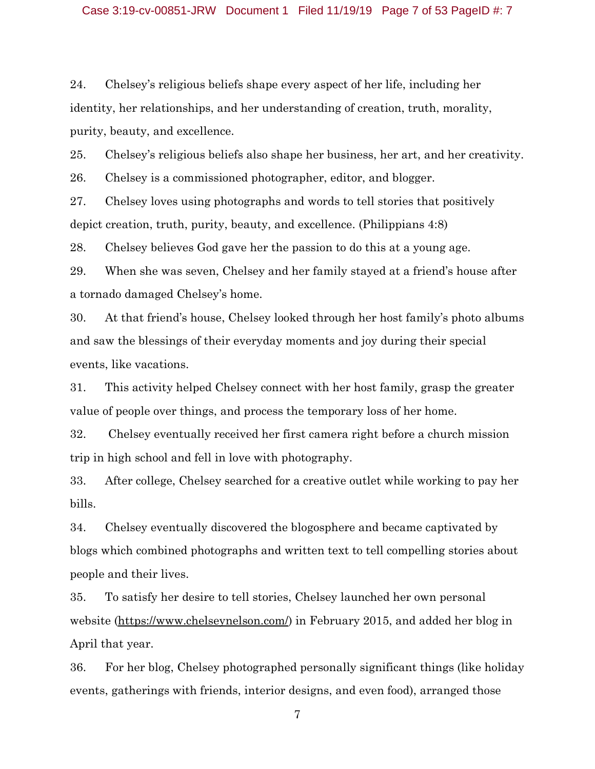24. Chelsey's religious beliefs shape every aspect of her life, including her identity, her relationships, and her understanding of creation, truth, morality, purity, beauty, and excellence.

25. Chelsey's religious beliefs also shape her business, her art, and her creativity.

26. Chelsey is a commissioned photographer, editor, and blogger.

27. Chelsey loves using photographs and words to tell stories that positively depict creation, truth, purity, beauty, and excellence. (Philippians 4:8)

28. Chelsey believes God gave her the passion to do this at a young age.

29. When she was seven, Chelsey and her family stayed at a friend's house after a tornado damaged Chelsey's home.

30. At that friend's house, Chelsey looked through her host family's photo albums and saw the blessings of their everyday moments and joy during their special events, like vacations.

31. This activity helped Chelsey connect with her host family, grasp the greater value of people over things, and process the temporary loss of her home.

32. Chelsey eventually received her first camera right before a church mission trip in high school and fell in love with photography.

33. After college, Chelsey searched for a creative outlet while working to pay her bills.

34. Chelsey eventually discovered the blogosphere and became captivated by blogs which combined photographs and written text to tell compelling stories about people and their lives.

35. To satisfy her desire to tell stories, Chelsey launched her own personal website (https://www.chelseynelson.com/) in February 2015, and added her blog in April that year.

36. For her blog, Chelsey photographed personally significant things (like holiday events, gatherings with friends, interior designs, and even food), arranged those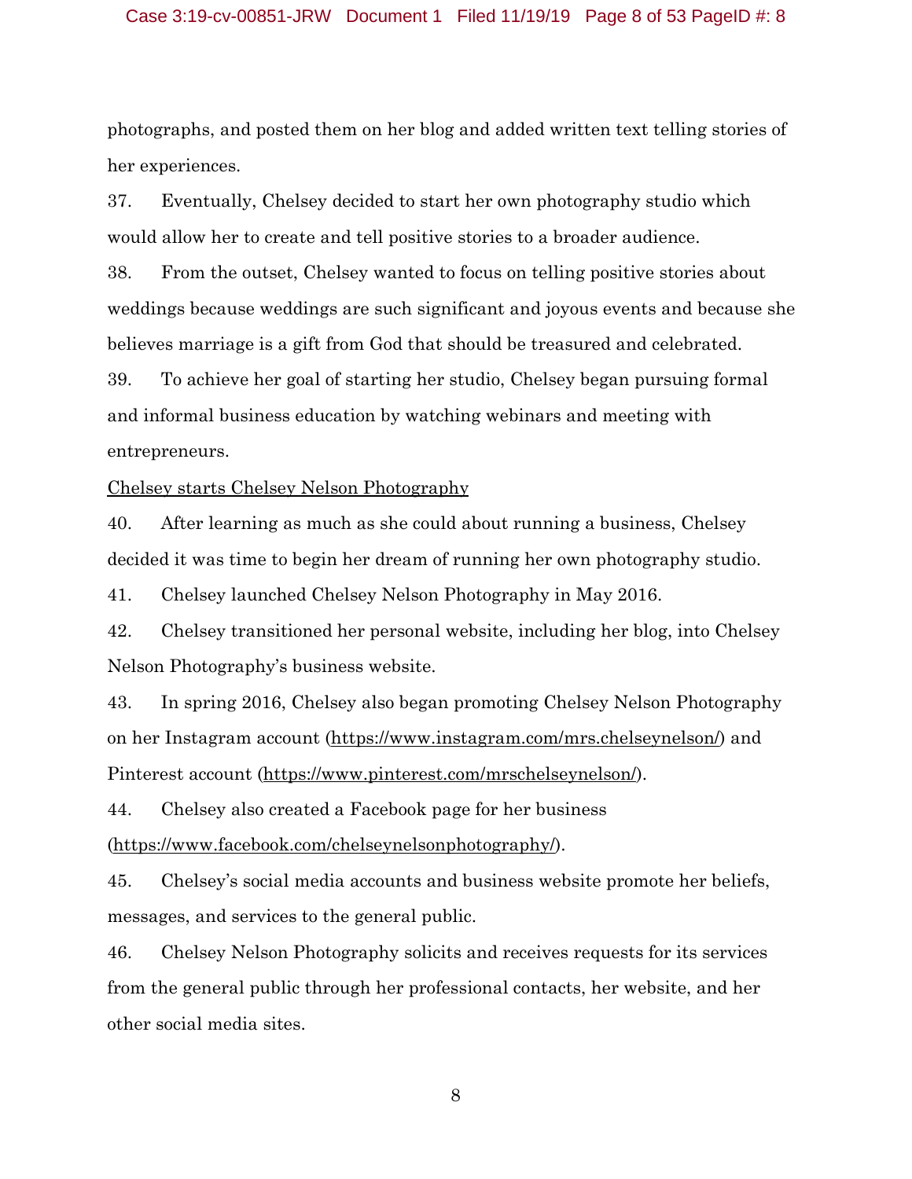photographs, and posted them on her blog and added written text telling stories of her experiences.

37. Eventually, Chelsey decided to start her own photography studio which would allow her to create and tell positive stories to a broader audience.

38. From the outset, Chelsey wanted to focus on telling positive stories about weddings because weddings are such significant and joyous events and because she believes marriage is a gift from God that should be treasured and celebrated.

39. To achieve her goal of starting her studio, Chelsey began pursuing formal and informal business education by watching webinars and meeting with entrepreneurs.

<u>Chelsey starts Chelsey Nelson Photography</u>

40. After learning as much as she could about running a business, Chelsey decided it was time to begin her dream of running her own photography studio.

41. Chelsey launched Chelsey Nelson Photography in May 2016.

42. Chelsey transitioned her personal website, including her blog, into Chelsey Nelson Photography's business website.

43. In spring 2016, Chelsey also began promoting Chelsey Nelson Photography on her Instagram account (https://www.instagram.com/mrs.chelseynelson/) and Pinterest account (https://www.pinterest.com/mrschelseynelson/).

44. Chelsey also created a Facebook page for her business (https://www.facebook.com/chelseynelsonphotography/).

45. Chelsey's social media accounts and business website promote her beliefs, messages, and services to the general public.

46. Chelsey Nelson Photography solicits and receives requests for its services from the general public through her professional contacts, her website, and her other social media sites.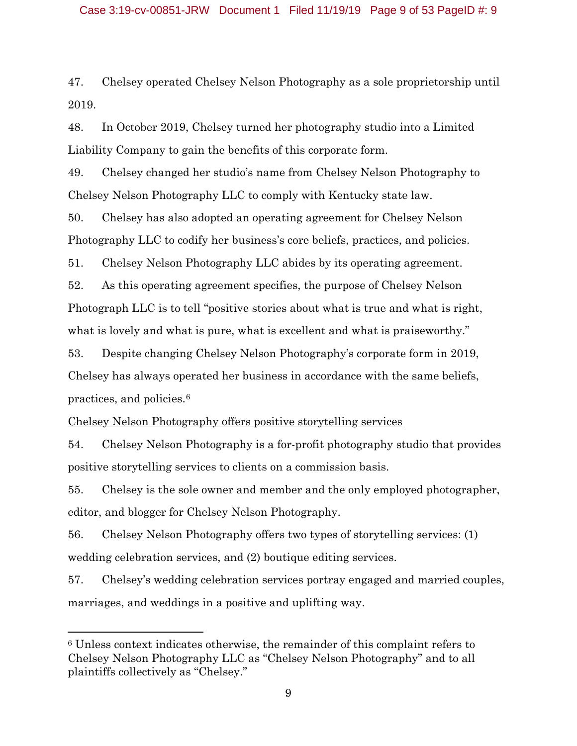47. Chelsey operated Chelsey Nelson Photography as a sole proprietorship until 2019.

48. In October 2019, Chelsey turned her photography studio into a Limited Liability Company to gain the benefits of this corporate form.

49. Chelsey changed her studio's name from Chelsey Nelson Photography to Chelsey Nelson Photography LLC to comply with Kentucky state law.

50. Chelsey has also adopted an operating agreement for Chelsey Nelson Photography LLC to codify her business's core beliefs, practices, and policies.

51. Chelsey Nelson Photography LLC abides by its operating agreement.

52. As this operating agreement specifies, the purpose of Chelsey Nelson Photograph LLC is to tell "positive stories about what is true and what is right, what is lovely and what is pure, what is excellent and what is praiseworthy."

53. Despite changing Chelsey Nelson Photography's corporate form in 2019, Chelsey has always operated her business in accordance with the same beliefs, practices, and policies.[6]

<u>Chelsey Nelson Photography offers positive storytelling services</u>

54. Chelsey Nelson Photography is a for-profit photography studio that provides positive storytelling services to clients on a commission basis.

55. Chelsey is the sole owner and member and the only employed photographer, editor, and blogger for Chelsey Nelson Photography.

56. Chelsey Nelson Photography offers two types of storytelling services: (1) wedding celebration services, and (2) boutique editing services.

57. Chelsey's wedding celebration services portray engaged and married couples, marriages, and weddings in a positive and uplifting way.

---

[6] Unless context indicates otherwise, the remainder of this complaint refers to Chelsey Nelson Photography LLC as "Chelsey Nelson Photography" and to all plaintiffs collectively as "Chelsey."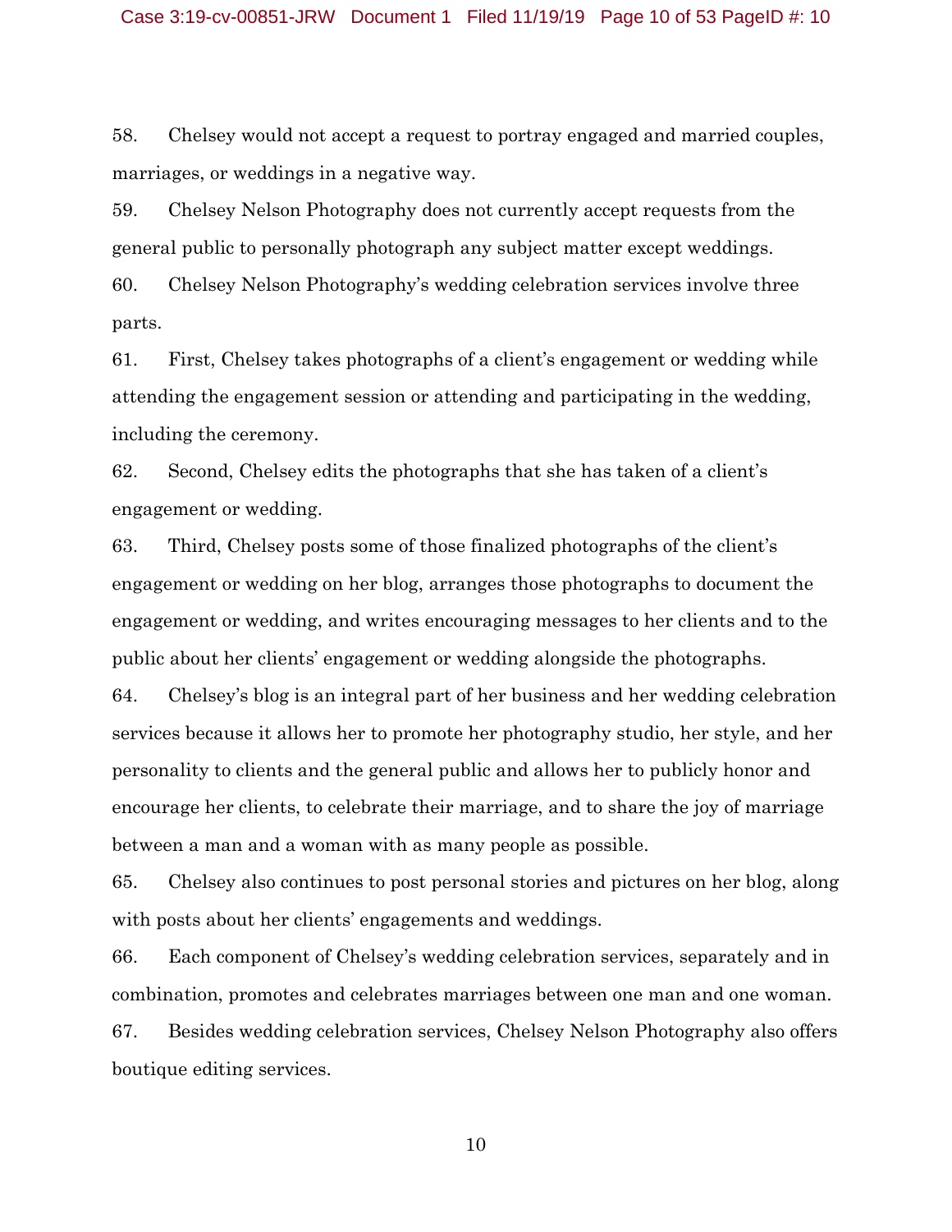58. Chelsey would not accept a request to portray engaged and married couples, marriages, or weddings in a negative way.

59. Chelsey Nelson Photography does not currently accept requests from the general public to personally photograph any subject matter except weddings.

60. Chelsey Nelson Photography's wedding celebration services involve three parts.

61. First, Chelsey takes photographs of a client's engagement or wedding while attending the engagement session or attending and participating in the wedding, including the ceremony.

62. Second, Chelsey edits the photographs that she has taken of a client's engagement or wedding.

63. Third, Chelsey posts some of those finalized photographs of the client's engagement or wedding on her blog, arranges those photographs to document the engagement or wedding, and writes encouraging messages to her clients and to the public about her clients' engagement or wedding alongside the photographs.

64. Chelsey's blog is an integral part of her business and her wedding celebration services because it allows her to promote her photography studio, her style, and her personality to clients and the general public and allows her to publicly honor and encourage her clients, to celebrate their marriage, and to share the joy of marriage between a man and a woman with as many people as possible.

65. Chelsey also continues to post personal stories and pictures on her blog, along with posts about her clients' engagements and weddings.

66. Each component of Chelsey's wedding celebration services, separately and in combination, promotes and celebrates marriages between one man and one woman.

67. Besides wedding celebration services, Chelsey Nelson Photography also offers boutique editing services.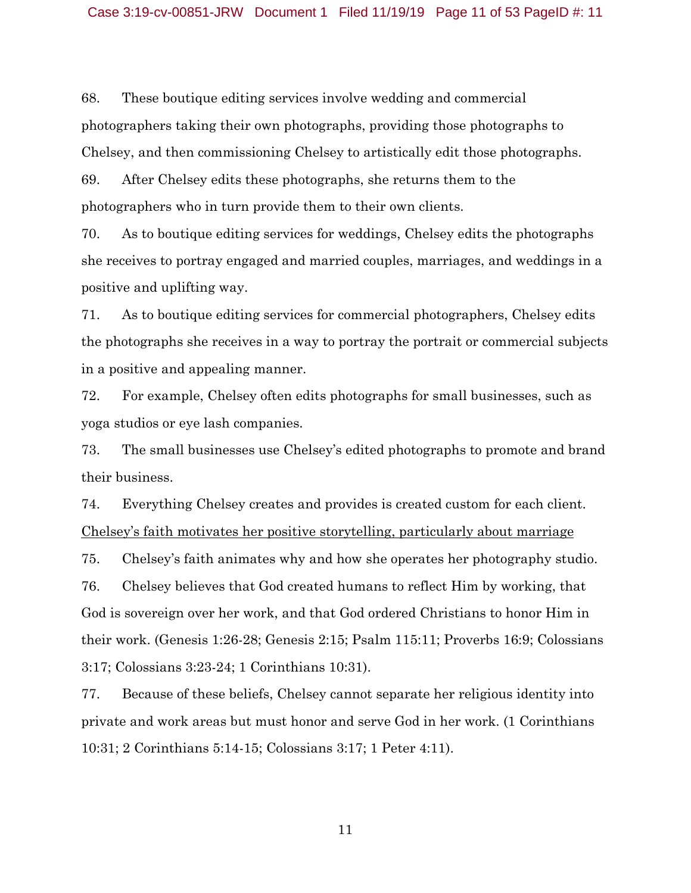68. These boutique editing services involve wedding and commercial photographers taking their own photographs, providing those photographs to Chelsey, and then commissioning Chelsey to artistically edit those photographs.

69. After Chelsey edits these photographs, she returns them to the photographers who in turn provide them to their own clients.

70. As to boutique editing services for weddings, Chelsey edits the photographs she receives to portray engaged and married couples, marriages, and weddings in a positive and uplifting way.

71. As to boutique editing services for commercial photographers, Chelsey edits the photographs she receives in a way to portray the portrait or commercial subjects in a positive and appealing manner.

72. For example, Chelsey often edits photographs for small businesses, such as yoga studios or eye lash companies.

73. The small businesses use Chelsey's edited photographs to promote and brand their business.

74. Everything Chelsey creates and provides is created custom for each client.

<u>Chelsey's faith motivates her positive storytelling, particularly about marriage</u>

75. Chelsey's faith animates why and how she operates her photography studio.

76. Chelsey believes that God created humans to reflect Him by working, that God is sovereign over her work, and that God ordered Christians to honor Him in their work. (Genesis 1:26-28; Genesis 2:15; Psalm 115:11; Proverbs 16:9; Colossians 3:17; Colossians 3:23-24; 1 Corinthians 10:31).

77. Because of these beliefs, Chelsey cannot separate her religious identity into private and work areas but must honor and serve God in her work. (1 Corinthians 10:31; 2 Corinthians 5:14-15; Colossians 3:17; 1 Peter 4:11).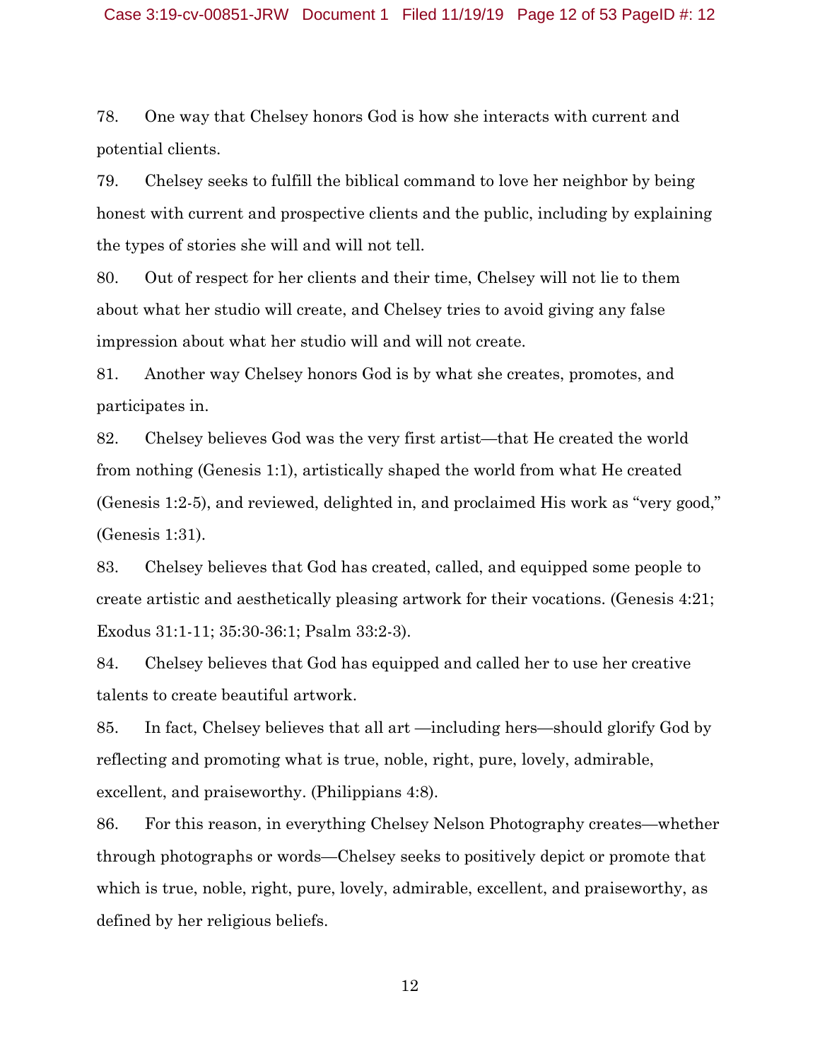78. One way that Chelsey honors God is how she interacts with current and potential clients.

79. Chelsey seeks to fulfill the biblical command to love her neighbor by being honest with current and prospective clients and the public, including by explaining the types of stories she will and will not tell.

80. Out of respect for her clients and their time, Chelsey will not lie to them about what her studio will create, and Chelsey tries to avoid giving any false impression about what her studio will and will not create.

81. Another way Chelsey honors God is by what she creates, promotes, and participates in.

82. Chelsey believes God was the very first artist—that He created the world from nothing (Genesis 1:1), artistically shaped the world from what He created (Genesis 1:2-5), and reviewed, delighted in, and proclaimed His work as "very good," (Genesis 1:31).

83. Chelsey believes that God has created, called, and equipped some people to create artistic and aesthetically pleasing artwork for their vocations. (Genesis 4:21; Exodus 31:1-11; 35:30-36:1; Psalm 33:2-3).

84. Chelsey believes that God has equipped and called her to use her creative talents to create beautiful artwork.

85. In fact, Chelsey believes that all art —including hers—should glorify God by reflecting and promoting what is true, noble, right, pure, lovely, admirable, excellent, and praiseworthy. (Philippians 4:8).

86. For this reason, in everything Chelsey Nelson Photography creates—whether through photographs or words—Chelsey seeks to positively depict or promote that which is true, noble, right, pure, lovely, admirable, excellent, and praiseworthy, as defined by her religious beliefs.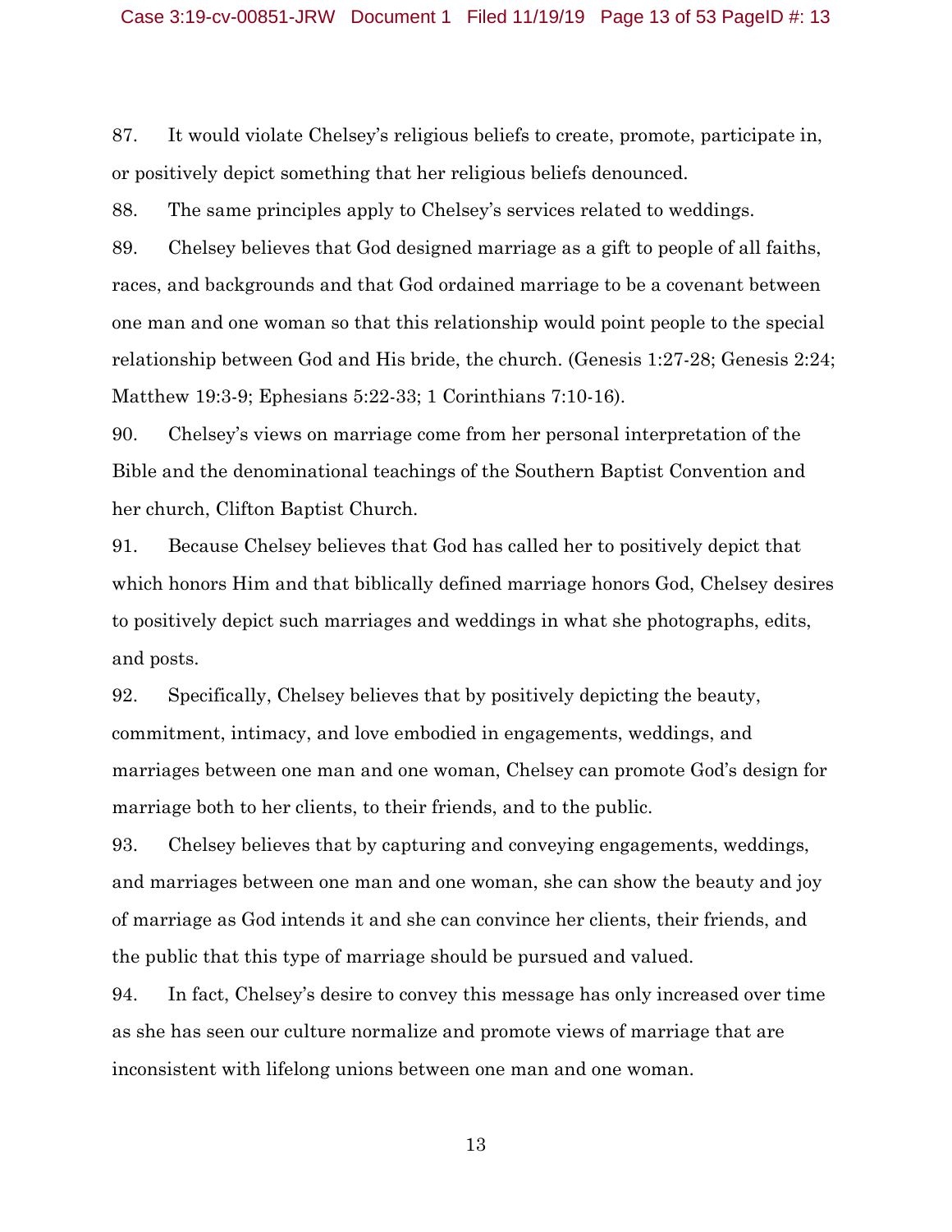87. It would violate Chelsey's religious beliefs to create, promote, participate in, or positively depict something that her religious beliefs denounced.

88. The same principles apply to Chelsey's services related to weddings.

89. Chelsey believes that God designed marriage as a gift to people of all faiths, races, and backgrounds and that God ordained marriage to be a covenant between one man and one woman so that this relationship would point people to the special relationship between God and His bride, the church. (Genesis 1:27-28; Genesis 2:24; Matthew 19:3-9; Ephesians 5:22-33; 1 Corinthians 7:10-16).

90. Chelsey's views on marriage come from her personal interpretation of the Bible and the denominational teachings of the Southern Baptist Convention and her church, Clifton Baptist Church.

91. Because Chelsey believes that God has called her to positively depict that which honors Him and that biblically defined marriage honors God, Chelsey desires to positively depict such marriages and weddings in what she photographs, edits, and posts.

92. Specifically, Chelsey believes that by positively depicting the beauty, commitment, intimacy, and love embodied in engagements, weddings, and marriages between one man and one woman, Chelsey can promote God's design for marriage both to her clients, to their friends, and to the public.

93. Chelsey believes that by capturing and conveying engagements, weddings, and marriages between one man and one woman, she can show the beauty and joy of marriage as God intends it and she can convince her clients, their friends, and the public that this type of marriage should be pursued and valued.

94. In fact, Chelsey's desire to convey this message has only increased over time as she has seen our culture normalize and promote views of marriage that are inconsistent with lifelong unions between one man and one woman.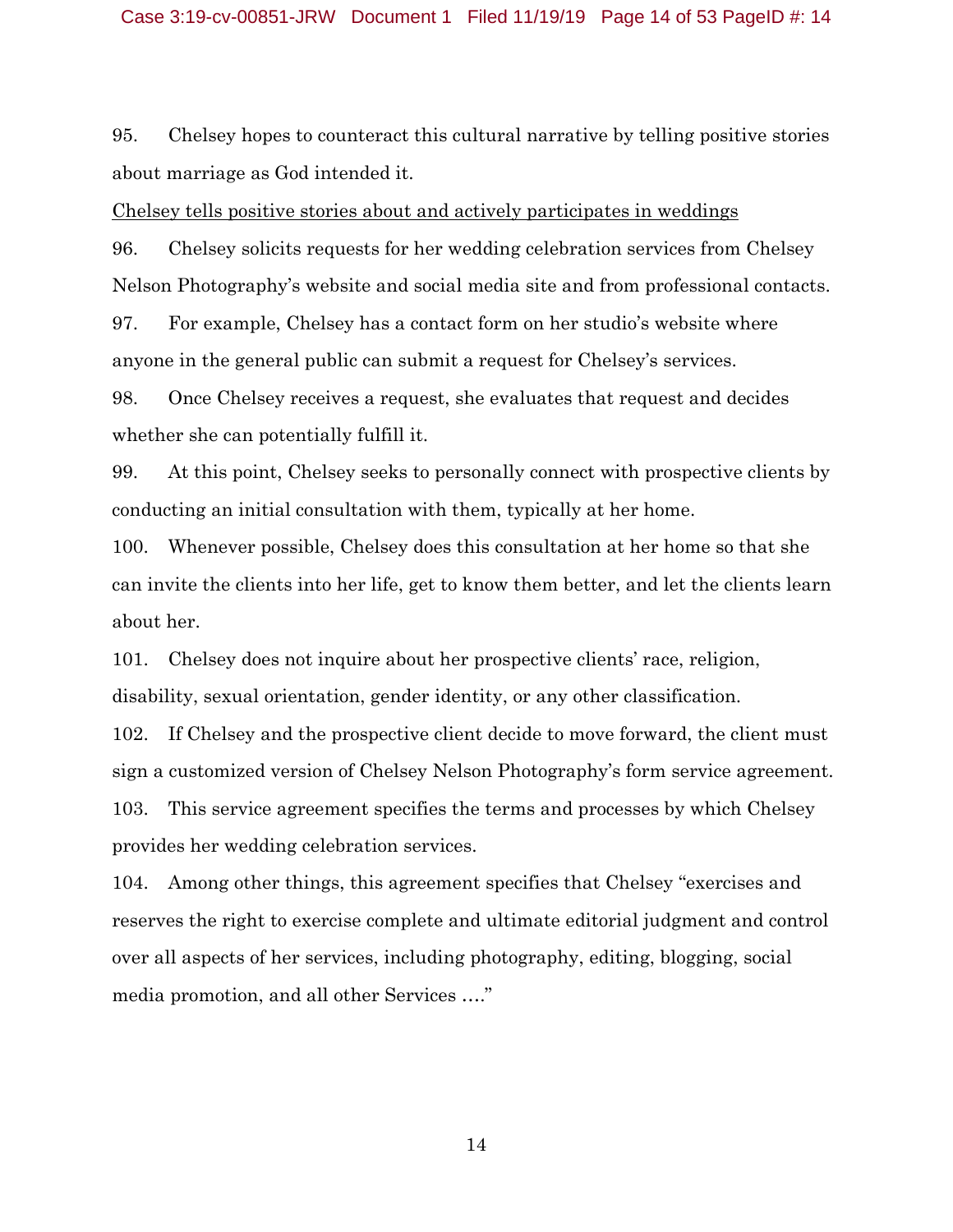95. Chelsey hopes to counteract this cultural narrative by telling positive stories about marriage as God intended it.

<u>Chelsey tells positive stories about and actively participates in weddings</u>

96. Chelsey solicits requests for her wedding celebration services from Chelsey Nelson Photography's website and social media site and from professional contacts.

97. For example, Chelsey has a contact form on her studio's website where anyone in the general public can submit a request for Chelsey's services.

98. Once Chelsey receives a request, she evaluates that request and decides whether she can potentially fulfill it.

99. At this point, Chelsey seeks to personally connect with prospective clients by conducting an initial consultation with them, typically at her home.

100. Whenever possible, Chelsey does this consultation at her home so that she can invite the clients into her life, get to know them better, and let the clients learn about her.

101. Chelsey does not inquire about her prospective clients' race, religion, disability, sexual orientation, gender identity, or any other classification.

102. If Chelsey and the prospective client decide to move forward, the client must sign a customized version of Chelsey Nelson Photography's form service agreement.

103. This service agreement specifies the terms and processes by which Chelsey provides her wedding celebration services.

104. Among other things, this agreement specifies that Chelsey "exercises and reserves the right to exercise complete and ultimate editorial judgment and control over all aspects of her services, including photography, editing, blogging, social media promotion, and all other Services …."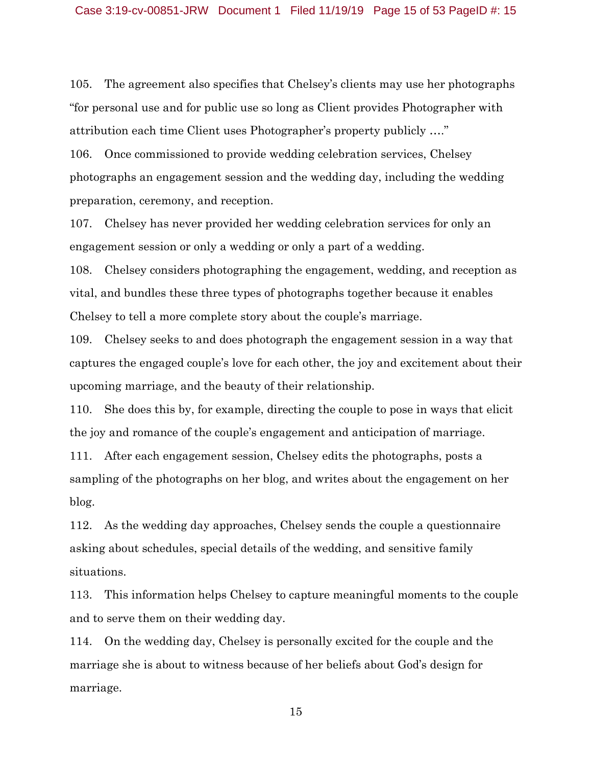105. The agreement also specifies that Chelsey's clients may use her photographs "for personal use and for public use so long as Client provides Photographer with attribution each time Client uses Photographer's property publicly …."

106. Once commissioned to provide wedding celebration services, Chelsey photographs an engagement session and the wedding day, including the wedding preparation, ceremony, and reception.

107. Chelsey has never provided her wedding celebration services for only an engagement session or only a wedding or only a part of a wedding.

108. Chelsey considers photographing the engagement, wedding, and reception as vital, and bundles these three types of photographs together because it enables Chelsey to tell a more complete story about the couple's marriage.

109. Chelsey seeks to and does photograph the engagement session in a way that captures the engaged couple's love for each other, the joy and excitement about their upcoming marriage, and the beauty of their relationship.

110. She does this by, for example, directing the couple to pose in ways that elicit the joy and romance of the couple's engagement and anticipation of marriage.

111. After each engagement session, Chelsey edits the photographs, posts a sampling of the photographs on her blog, and writes about the engagement on her blog.

112. As the wedding day approaches, Chelsey sends the couple a questionnaire asking about schedules, special details of the wedding, and sensitive family situations.

113. This information helps Chelsey to capture meaningful moments to the couple and to serve them on their wedding day.

114. On the wedding day, Chelsey is personally excited for the couple and the marriage she is about to witness because of her beliefs about God's design for marriage.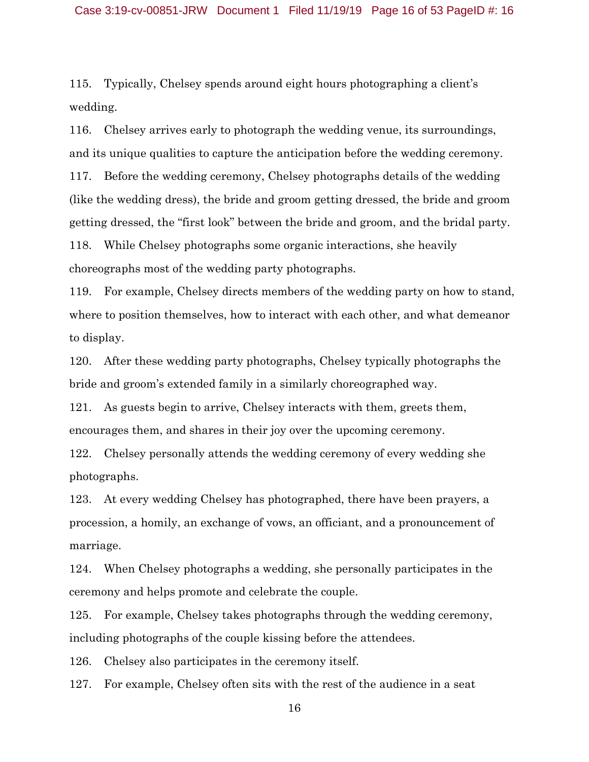115. Typically, Chelsey spends around eight hours photographing a client's wedding.

116. Chelsey arrives early to photograph the wedding venue, its surroundings, and its unique qualities to capture the anticipation before the wedding ceremony.

117. Before the wedding ceremony, Chelsey photographs details of the wedding (like the wedding dress), the bride and groom getting dressed, the bride and groom getting dressed, the "first look" between the bride and groom, and the bridal party.

118. While Chelsey photographs some organic interactions, she heavily choreographs most of the wedding party photographs.

119. For example, Chelsey directs members of the wedding party on how to stand, where to position themselves, how to interact with each other, and what demeanor to display.

120. After these wedding party photographs, Chelsey typically photographs the bride and groom's extended family in a similarly choreographed way.

121. As guests begin to arrive, Chelsey interacts with them, greets them, encourages them, and shares in their joy over the upcoming ceremony.

122. Chelsey personally attends the wedding ceremony of every wedding she photographs.

123. At every wedding Chelsey has photographed, there have been prayers, a procession, a homily, an exchange of vows, an officiant, and a pronouncement of marriage.

124. When Chelsey photographs a wedding, she personally participates in the ceremony and helps promote and celebrate the couple.

125. For example, Chelsey takes photographs through the wedding ceremony, including photographs of the couple kissing before the attendees.

126. Chelsey also participates in the ceremony itself.

127. For example, Chelsey often sits with the rest of the audience in a seat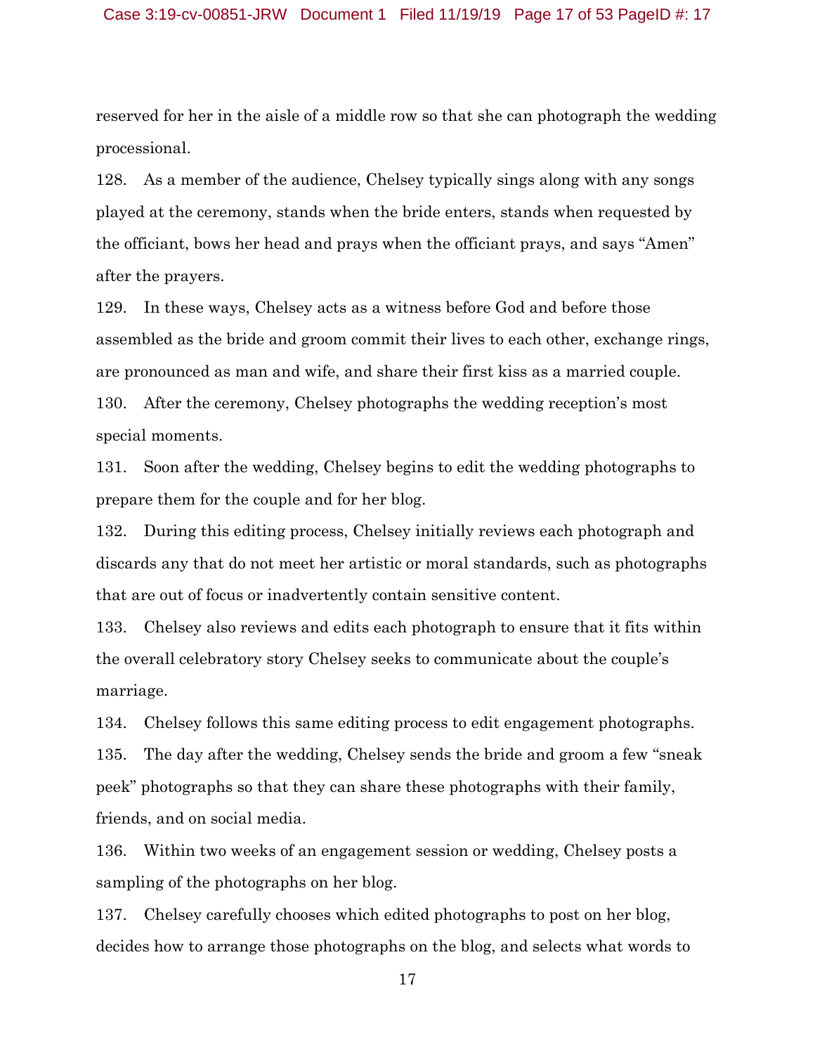reserved for her in the aisle of a middle row so that she can photograph the wedding processional.

128. As a member of the audience, Chelsey typically sings along with any songs played at the ceremony, stands when the bride enters, stands when requested by the officiant, bows her head and prays when the officiant prays, and says “Amen” after the prayers.

129. In these ways, Chelsey acts as a witness before God and before those assembled as the bride and groom commit their lives to each other, exchange rings, are pronounced as man and wife, and share their first kiss as a married couple.

130. After the ceremony, Chelsey photographs the wedding reception’s most special moments.

131. Soon after the wedding, Chelsey begins to edit the wedding photographs to prepare them for the couple and for her blog.

132. During this editing process, Chelsey initially reviews each photograph and discards any that do not meet her artistic or moral standards, such as photographs that are out of focus or inadvertently contain sensitive content.

133. Chelsey also reviews and edits each photograph to ensure that it fits within the overall celebratory story Chelsey seeks to communicate about the couple’s marriage.

134. Chelsey follows this same editing process to edit engagement photographs.

135. The day after the wedding, Chelsey sends the bride and groom a few “sneak peek” photographs so that they can share these photographs with their family, friends, and on social media.

136. Within two weeks of an engagement session or wedding, Chelsey posts a sampling of the photographs on her blog.

137. Chelsey carefully chooses which edited photographs to post on her blog, decides how to arrange those photographs on the blog, and selects what words to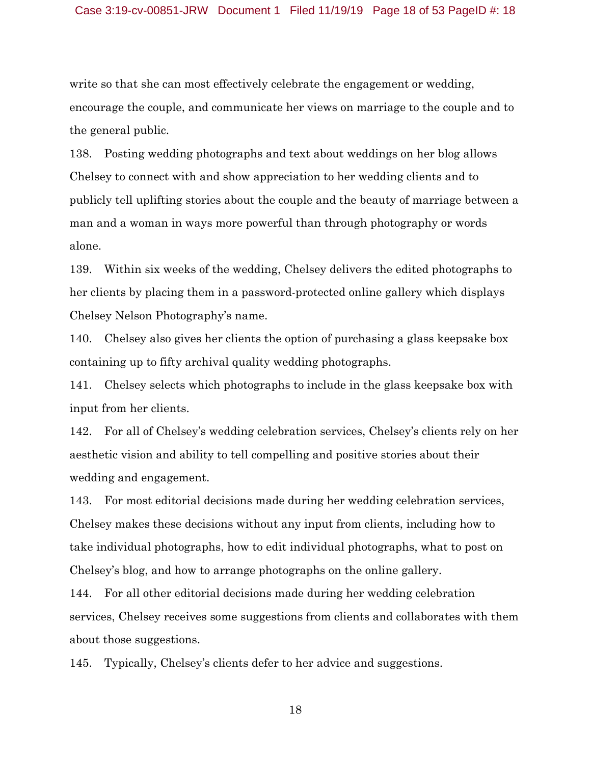write so that she can most effectively celebrate the engagement or wedding, encourage the couple, and communicate her views on marriage to the couple and to the general public.

138. Posting wedding photographs and text about weddings on her blog allows Chelsey to connect with and show appreciation to her wedding clients and to publicly tell uplifting stories about the couple and the beauty of marriage between a man and a woman in ways more powerful than through photography or words alone.

139. Within six weeks of the wedding, Chelsey delivers the edited photographs to her clients by placing them in a password-protected online gallery which displays Chelsey Nelson Photography's name.

140. Chelsey also gives her clients the option of purchasing a glass keepsake box containing up to fifty archival quality wedding photographs.

141. Chelsey selects which photographs to include in the glass keepsake box with input from her clients.

142. For all of Chelsey's wedding celebration services, Chelsey's clients rely on her aesthetic vision and ability to tell compelling and positive stories about their wedding and engagement.

143. For most editorial decisions made during her wedding celebration services, Chelsey makes these decisions without any input from clients, including how to take individual photographs, how to edit individual photographs, what to post on Chelsey's blog, and how to arrange photographs on the online gallery.

144. For all other editorial decisions made during her wedding celebration services, Chelsey receives some suggestions from clients and collaborates with them about those suggestions.

145. Typically, Chelsey's clients defer to her advice and suggestions.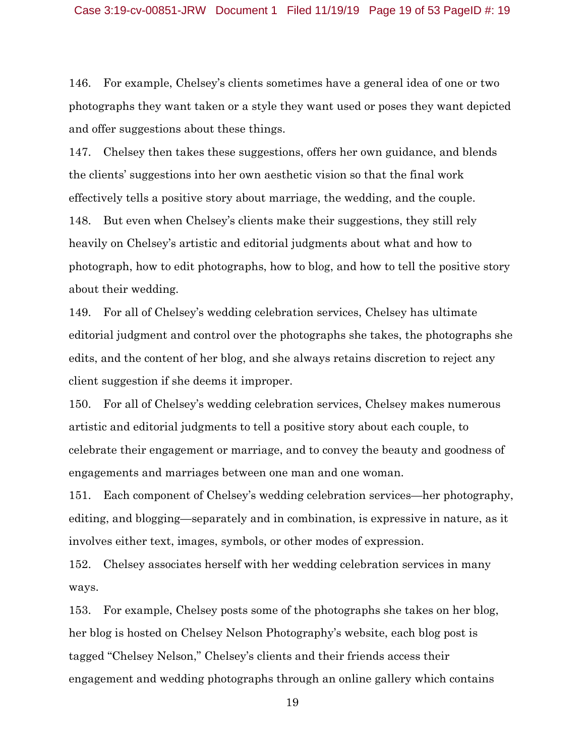146. For example, Chelsey's clients sometimes have a general idea of one or two photographs they want taken or a style they want used or poses they want depicted and offer suggestions about these things.

147. Chelsey then takes these suggestions, offers her own guidance, and blends the clients' suggestions into her own aesthetic vision so that the final work effectively tells a positive story about marriage, the wedding, and the couple.

148. But even when Chelsey's clients make their suggestions, they still rely heavily on Chelsey's artistic and editorial judgments about what and how to photograph, how to edit photographs, how to blog, and how to tell the positive story about their wedding.

149. For all of Chelsey's wedding celebration services, Chelsey has ultimate editorial judgment and control over the photographs she takes, the photographs she edits, and the content of her blog, and she always retains discretion to reject any client suggestion if she deems it improper.

150. For all of Chelsey's wedding celebration services, Chelsey makes numerous artistic and editorial judgments to tell a positive story about each couple, to celebrate their engagement or marriage, and to convey the beauty and goodness of engagements and marriages between one man and one woman.

151. Each component of Chelsey's wedding celebration services—her photography, editing, and blogging—separately and in combination, is expressive in nature, as it involves either text, images, symbols, or other modes of expression.

152. Chelsey associates herself with her wedding celebration services in many ways.

153. For example, Chelsey posts some of the photographs she takes on her blog, her blog is hosted on Chelsey Nelson Photography's website, each blog post is tagged "Chelsey Nelson," Chelsey's clients and their friends access their engagement and wedding photographs through an online gallery which contains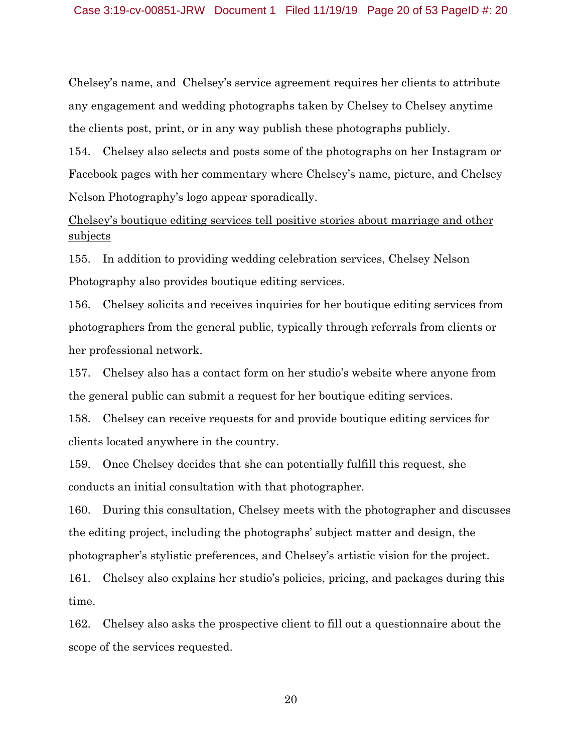Chelsey's name, and Chelsey's service agreement requires her clients to attribute any engagement and wedding photographs taken by Chelsey to Chelsey anytime the clients post, print, or in any way publish these photographs publicly.

154. Chelsey also selects and posts some of the photographs on her Instagram or Facebook pages with her commentary where Chelsey's name, picture, and Chelsey Nelson Photography's logo appear sporadically.

<u>Chelsey's boutique editing services tell positive stories about marriage and other subjects</u>

155. In addition to providing wedding celebration services, Chelsey Nelson Photography also provides boutique editing services.

156. Chelsey solicits and receives inquiries for her boutique editing services from photographers from the general public, typically through referrals from clients or her professional network.

157. Chelsey also has a contact form on her studio's website where anyone from the general public can submit a request for her boutique editing services.

158. Chelsey can receive requests for and provide boutique editing services for clients located anywhere in the country.

159. Once Chelsey decides that she can potentially fulfill this request, she conducts an initial consultation with that photographer.

160. During this consultation, Chelsey meets with the photographer and discusses the editing project, including the photographs' subject matter and design, the photographer's stylistic preferences, and Chelsey's artistic vision for the project.

161. Chelsey also explains her studio's policies, pricing, and packages during this time.

162. Chelsey also asks the prospective client to fill out a questionnaire about the scope of the services requested.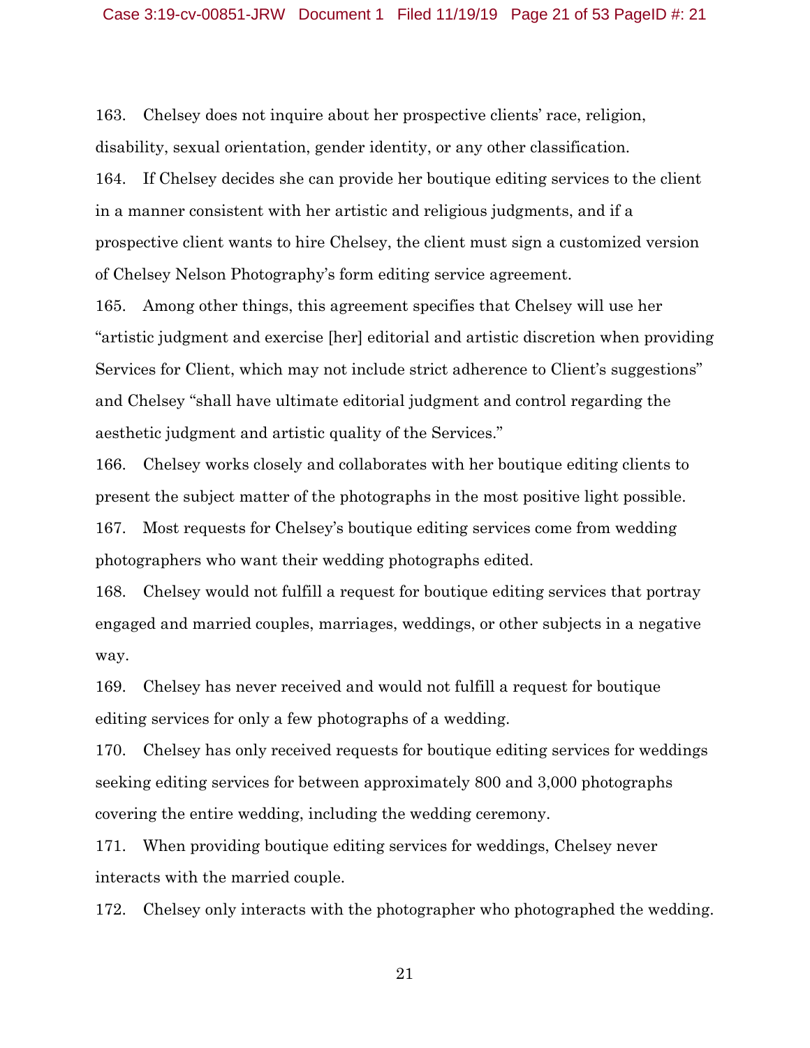163. Chelsey does not inquire about her prospective clients' race, religion, disability, sexual orientation, gender identity, or any other classification.

164. If Chelsey decides she can provide her boutique editing services to the client in a manner consistent with her artistic and religious judgments, and if a prospective client wants to hire Chelsey, the client must sign a customized version of Chelsey Nelson Photography's form editing service agreement.

165. Among other things, this agreement specifies that Chelsey will use her "artistic judgment and exercise [her] editorial and artistic discretion when providing Services for Client, which may not include strict adherence to Client's suggestions" and Chelsey "shall have ultimate editorial judgment and control regarding the aesthetic judgment and artistic quality of the Services."

166. Chelsey works closely and collaborates with her boutique editing clients to present the subject matter of the photographs in the most positive light possible.

167. Most requests for Chelsey's boutique editing services come from wedding photographers who want their wedding photographs edited.

168. Chelsey would not fulfill a request for boutique editing services that portray engaged and married couples, marriages, weddings, or other subjects in a negative way.

169. Chelsey has never received and would not fulfill a request for boutique editing services for only a few photographs of a wedding.

170. Chelsey has only received requests for boutique editing services for weddings seeking editing services for between approximately 800 and 3,000 photographs covering the entire wedding, including the wedding ceremony.

171. When providing boutique editing services for weddings, Chelsey never interacts with the married couple.

172. Chelsey only interacts with the photographer who photographed the wedding.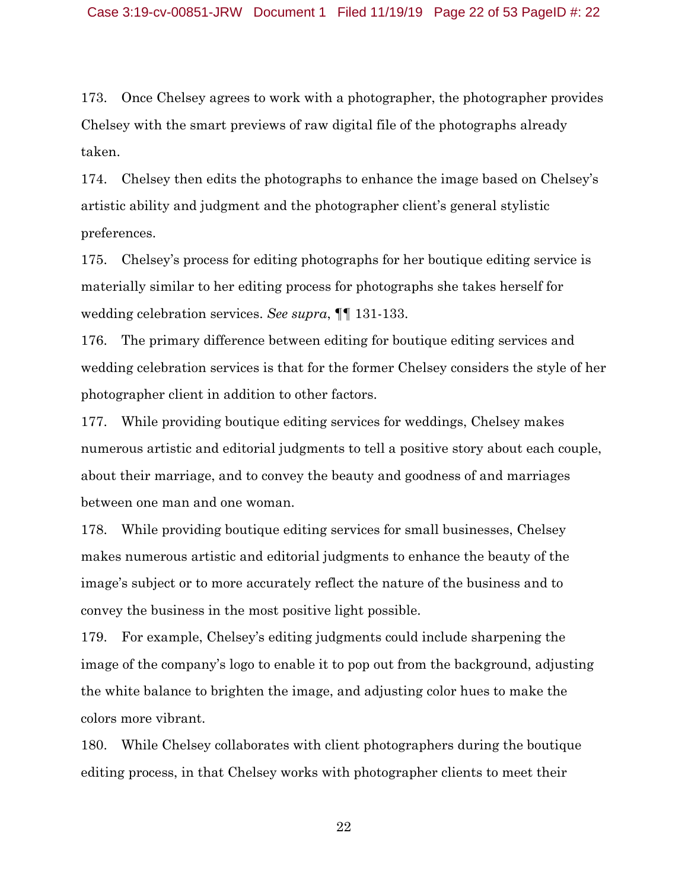173. Once Chelsey agrees to work with a photographer, the photographer provides Chelsey with the smart previews of raw digital file of the photographs already taken.

174. Chelsey then edits the photographs to enhance the image based on Chelsey's artistic ability and judgment and the photographer client's general stylistic preferences.

175. Chelsey's process for editing photographs for her boutique editing service is materially similar to her editing process for photographs she takes herself for wedding celebration services. *See supra*, ¶¶ 131-133.

176. The primary difference between editing for boutique editing services and wedding celebration services is that for the former Chelsey considers the style of her photographer client in addition to other factors.

177. While providing boutique editing services for weddings, Chelsey makes numerous artistic and editorial judgments to tell a positive story about each couple, about their marriage, and to convey the beauty and goodness of and marriages between one man and one woman.

178. While providing boutique editing services for small businesses, Chelsey makes numerous artistic and editorial judgments to enhance the beauty of the image's subject or to more accurately reflect the nature of the business and to convey the business in the most positive light possible.

179. For example, Chelsey's editing judgments could include sharpening the image of the company's logo to enable it to pop out from the background, adjusting the white balance to brighten the image, and adjusting color hues to make the colors more vibrant.

180. While Chelsey collaborates with client photographers during the boutique editing process, in that Chelsey works with photographer clients to meet their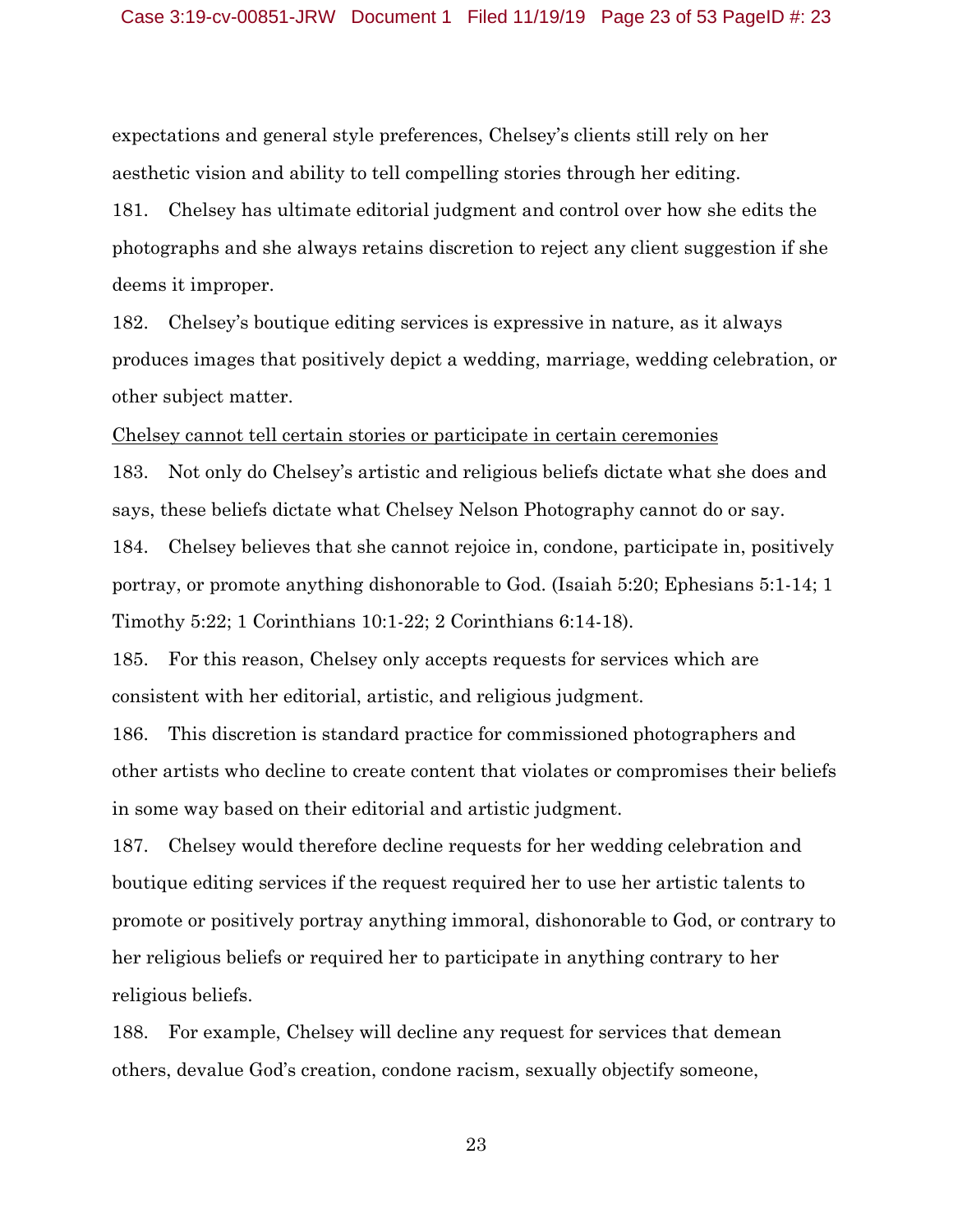expectations and general style preferences, Chelsey's clients still rely on her aesthetic vision and ability to tell compelling stories through her editing.

181. Chelsey has ultimate editorial judgment and control over how she edits the photographs and she always retains discretion to reject any client suggestion if she deems it improper.

182. Chelsey's boutique editing services is expressive in nature, as it always produces images that positively depict a wedding, marriage, wedding celebration, or other subject matter.

<u>Chelsey cannot tell certain stories or participate in certain ceremonies</u>

183. Not only do Chelsey's artistic and religious beliefs dictate what she does and says, these beliefs dictate what Chelsey Nelson Photography cannot do or say.

184. Chelsey believes that she cannot rejoice in, condone, participate in, positively portray, or promote anything dishonorable to God. (Isaiah 5:20; Ephesians 5:1-14; 1 Timothy 5:22; 1 Corinthians 10:1-22; 2 Corinthians 6:14-18).

185. For this reason, Chelsey only accepts requests for services which are consistent with her editorial, artistic, and religious judgment.

186. This discretion is standard practice for commissioned photographers and other artists who decline to create content that violates or compromises their beliefs in some way based on their editorial and artistic judgment.

187. Chelsey would therefore decline requests for her wedding celebration and boutique editing services if the request required her to use her artistic talents to promote or positively portray anything immoral, dishonorable to God, or contrary to her religious beliefs or required her to participate in anything contrary to her religious beliefs.

188. For example, Chelsey will decline any request for services that demean others, devalue God's creation, condone racism, sexually objectify someone,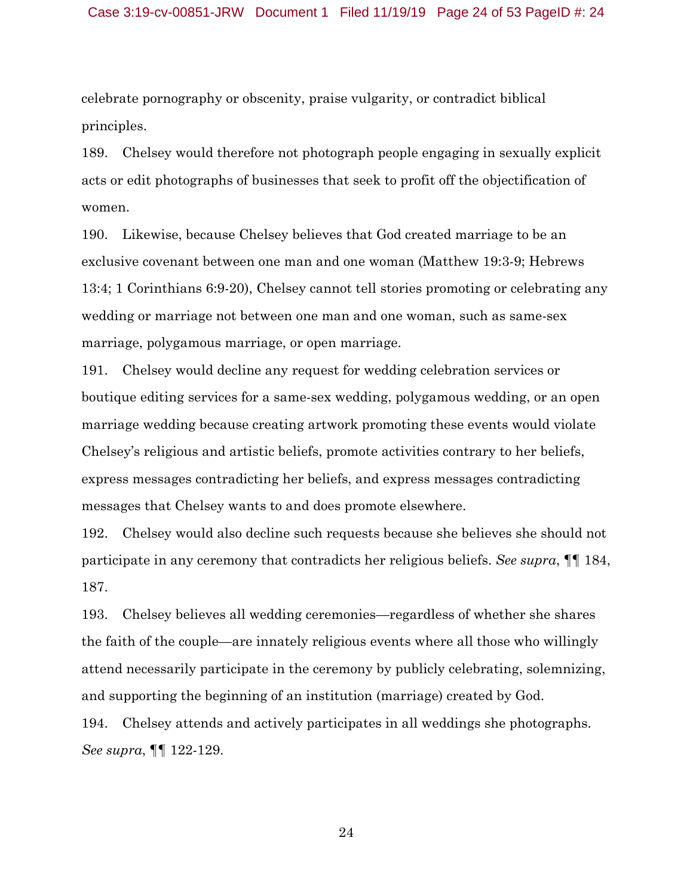celebrate pornography or obscenity, praise vulgarity, or contradict biblical principles.

189. Chelsey would therefore not photograph people engaging in sexually explicit acts or edit photographs of businesses that seek to profit off the objectification of women.

190. Likewise, because Chelsey believes that God created marriage to be an exclusive covenant between one man and one woman (Matthew 19:3-9; Hebrews 13:4; 1 Corinthians 6:9-20), Chelsey cannot tell stories promoting or celebrating any wedding or marriage not between one man and one woman, such as same-sex marriage, polygamous marriage, or open marriage.

191. Chelsey would decline any request for wedding celebration services or boutique editing services for a same-sex wedding, polygamous wedding, or an open marriage wedding because creating artwork promoting these events would violate Chelsey's religious and artistic beliefs, promote activities contrary to her beliefs, express messages contradicting her beliefs, and express messages contradicting messages that Chelsey wants to and does promote elsewhere.

192. Chelsey would also decline such requests because she believes she should not participate in any ceremony that contradicts her religious beliefs. *See supra*, ¶¶ 184, 187.

193. Chelsey believes all wedding ceremonies—regardless of whether she shares the faith of the couple—are innately religious events where all those who willingly attend necessarily participate in the ceremony by publicly celebrating, solemnizing, and supporting the beginning of an institution (marriage) created by God.

194. Chelsey attends and actively participates in all weddings she photographs. *See supra*, ¶¶ 122-129.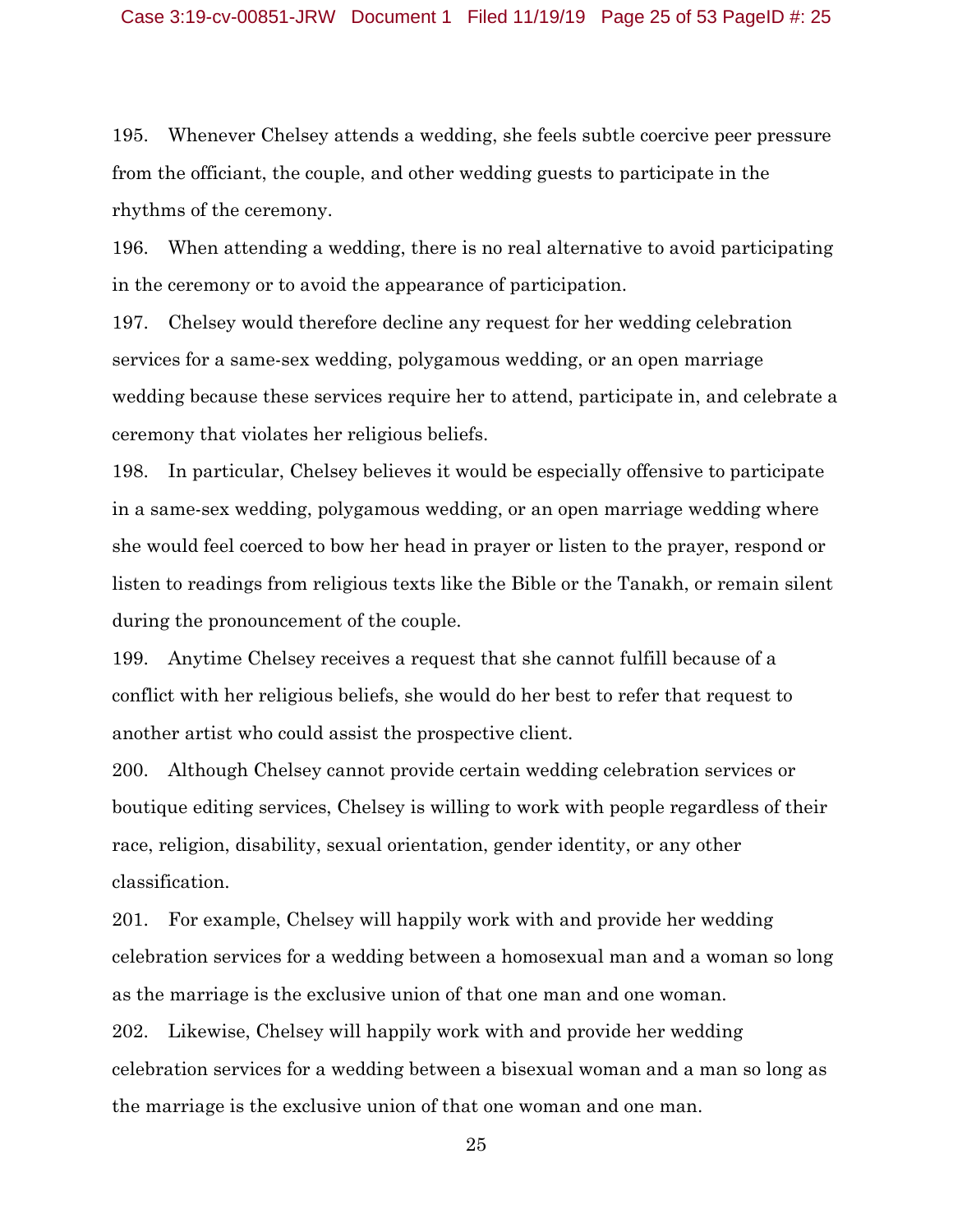195. Whenever Chelsey attends a wedding, she feels subtle coercive peer pressure from the officiant, the couple, and other wedding guests to participate in the rhythms of the ceremony.

196. When attending a wedding, there is no real alternative to avoid participating in the ceremony or to avoid the appearance of participation.

197. Chelsey would therefore decline any request for her wedding celebration services for a same-sex wedding, polygamous wedding, or an open marriage wedding because these services require her to attend, participate in, and celebrate a ceremony that violates her religious beliefs.

198. In particular, Chelsey believes it would be especially offensive to participate in a same-sex wedding, polygamous wedding, or an open marriage wedding where she would feel coerced to bow her head in prayer or listen to the prayer, respond or listen to readings from religious texts like the Bible or the Tanakh, or remain silent during the pronouncement of the couple.

199. Anytime Chelsey receives a request that she cannot fulfill because of a conflict with her religious beliefs, she would do her best to refer that request to another artist who could assist the prospective client.

200. Although Chelsey cannot provide certain wedding celebration services or boutique editing services, Chelsey is willing to work with people regardless of their race, religion, disability, sexual orientation, gender identity, or any other classification.

201. For example, Chelsey will happily work with and provide her wedding celebration services for a wedding between a homosexual man and a woman so long as the marriage is the exclusive union of that one man and one woman.

202. Likewise, Chelsey will happily work with and provide her wedding celebration services for a wedding between a bisexual woman and a man so long as the marriage is the exclusive union of that one woman and one man.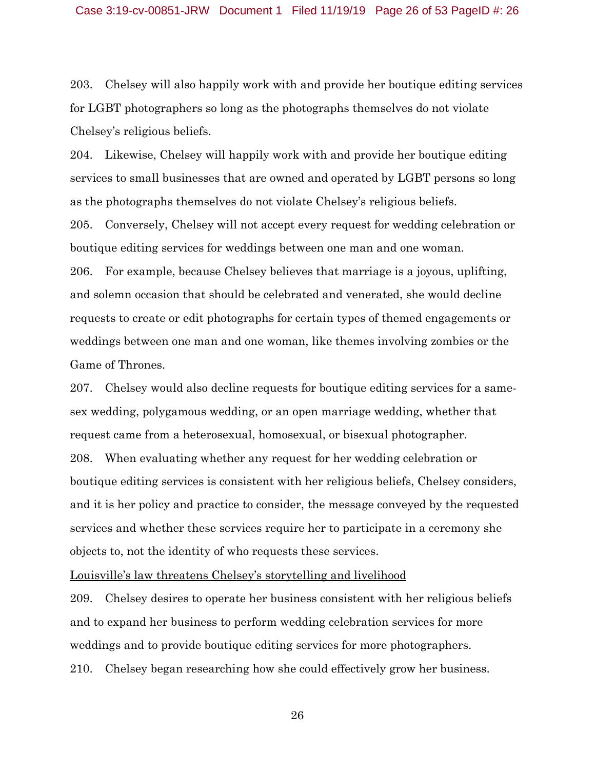203. Chelsey will also happily work with and provide her boutique editing services for LGBT photographers so long as the photographs themselves do not violate Chelsey's religious beliefs.

204. Likewise, Chelsey will happily work with and provide her boutique editing services to small businesses that are owned and operated by LGBT persons so long as the photographs themselves do not violate Chelsey's religious beliefs.

205. Conversely, Chelsey will not accept every request for wedding celebration or boutique editing services for weddings between one man and one woman.

206. For example, because Chelsey believes that marriage is a joyous, uplifting, and solemn occasion that should be celebrated and venerated, she would decline requests to create or edit photographs for certain types of themed engagements or weddings between one man and one woman, like themes involving zombies or the Game of Thrones.

207. Chelsey would also decline requests for boutique editing services for a same-sex wedding, polygamous wedding, or an open marriage wedding, whether that request came from a heterosexual, homosexual, or bisexual photographer.

208. When evaluating whether any request for her wedding celebration or boutique editing services is consistent with her religious beliefs, Chelsey considers, and it is her policy and practice to consider, the message conveyed by the requested services and whether these services require her to participate in a ceremony she objects to, not the identity of who requests these services.

<u>Louisville's law threatens Chelsey's storytelling and livelihood</u>

209. Chelsey desires to operate her business consistent with her religious beliefs and to expand her business to perform wedding celebration services for more weddings and to provide boutique editing services for more photographers.

210. Chelsey began researching how she could effectively grow her business.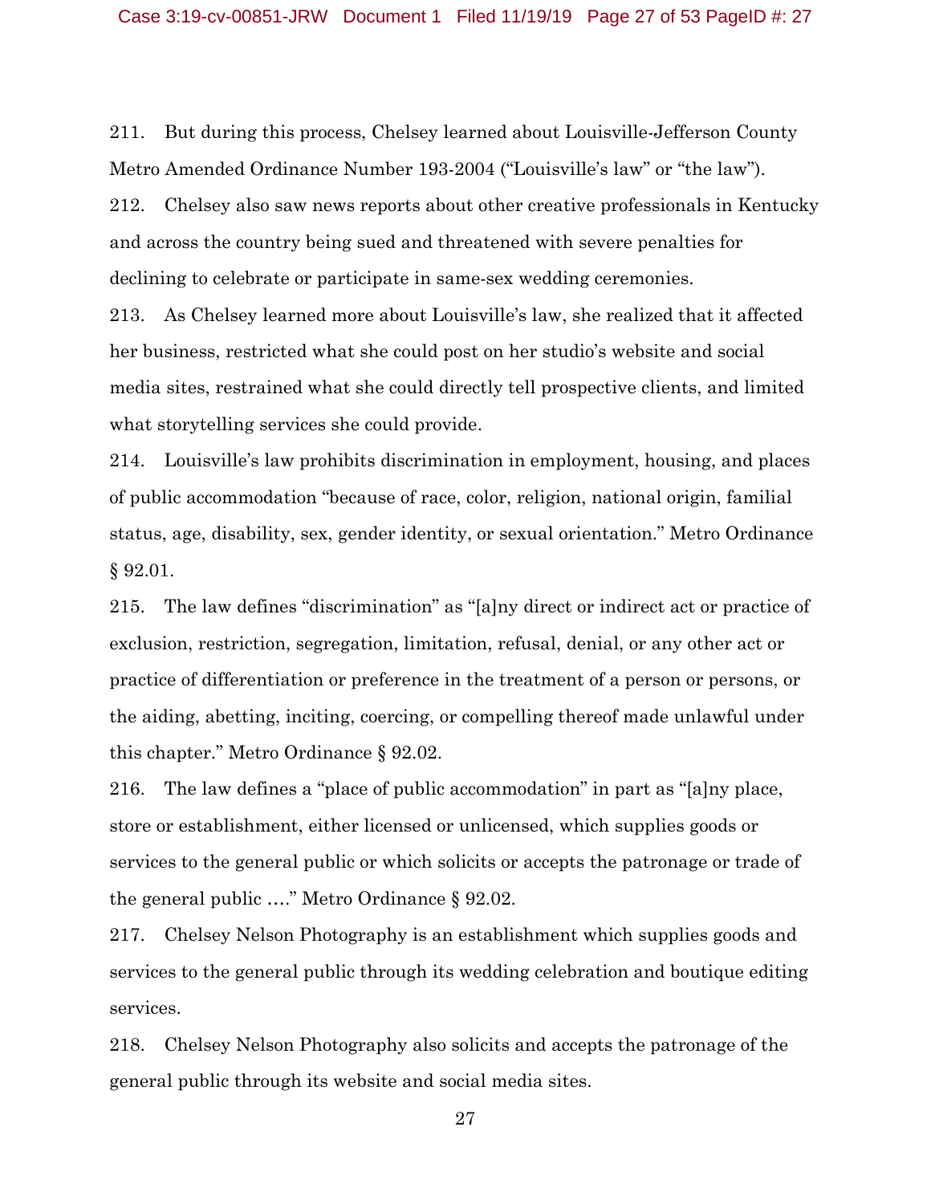211. But during this process, Chelsey learned about Louisville-Jefferson County Metro Amended Ordinance Number 193-2004 ("Louisville's law" or "the law").

212. Chelsey also saw news reports about other creative professionals in Kentucky and across the country being sued and threatened with severe penalties for declining to celebrate or participate in same-sex wedding ceremonies.

213. As Chelsey learned more about Louisville's law, she realized that it affected her business, restricted what she could post on her studio's website and social media sites, restrained what she could directly tell prospective clients, and limited what storytelling services she could provide.

214. Louisville's law prohibits discrimination in employment, housing, and places of public accommodation "because of race, color, religion, national origin, familial status, age, disability, sex, gender identity, or sexual orientation." Metro Ordinance § 92.01.

215. The law defines "discrimination" as "[a]ny direct or indirect act or practice of exclusion, restriction, segregation, limitation, refusal, denial, or any other act or practice of differentiation or preference in the treatment of a person or persons, or the aiding, abetting, inciting, coercing, or compelling thereof made unlawful under this chapter." Metro Ordinance § 92.02.

216. The law defines a "place of public accommodation" in part as "[a]ny place, store or establishment, either licensed or unlicensed, which supplies goods or services to the general public or which solicits or accepts the patronage or trade of the general public …." Metro Ordinance § 92.02.

217. Chelsey Nelson Photography is an establishment which supplies goods and services to the general public through its wedding celebration and boutique editing services.

218. Chelsey Nelson Photography also solicits and accepts the patronage of the general public through its website and social media sites.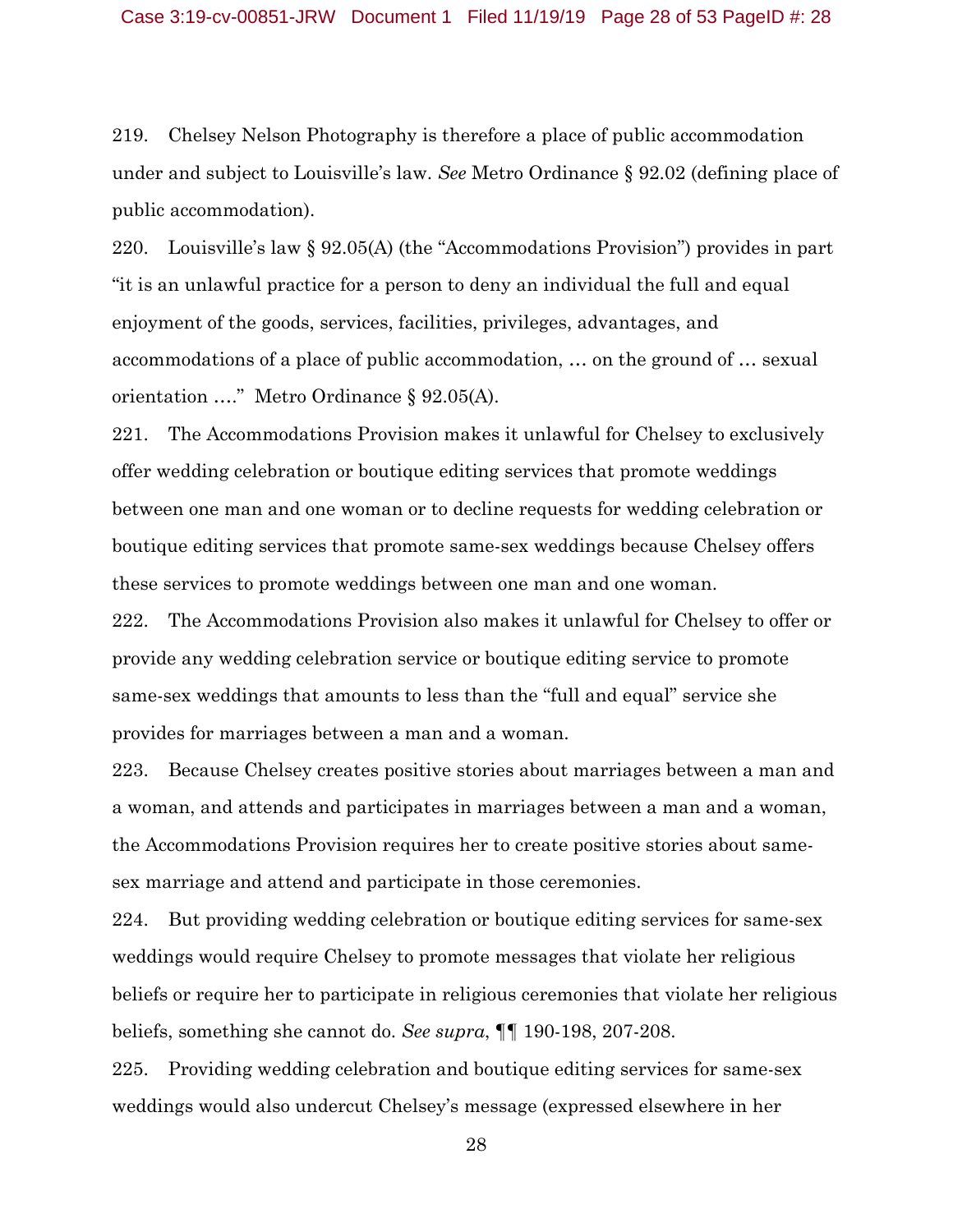219. Chelsey Nelson Photography is therefore a place of public accommodation under and subject to Louisville's law. *See* Metro Ordinance § 92.02 (defining place of public accommodation).

220. Louisville's law § 92.05(A) (the "Accommodations Provision") provides in part "it is an unlawful practice for a person to deny an individual the full and equal enjoyment of the goods, services, facilities, privileges, advantages, and accommodations of a place of public accommodation, … on the ground of … sexual orientation …." Metro Ordinance § 92.05(A).

221. The Accommodations Provision makes it unlawful for Chelsey to exclusively offer wedding celebration or boutique editing services that promote weddings between one man and one woman or to decline requests for wedding celebration or boutique editing services that promote same-sex weddings because Chelsey offers these services to promote weddings between one man and one woman.

222. The Accommodations Provision also makes it unlawful for Chelsey to offer or provide any wedding celebration service or boutique editing service to promote same-sex weddings that amounts to less than the "full and equal" service she provides for marriages between a man and a woman.

223. Because Chelsey creates positive stories about marriages between a man and a woman, and attends and participates in marriages between a man and a woman, the Accommodations Provision requires her to create positive stories about same-sex marriage and attend and participate in those ceremonies.

224. But providing wedding celebration or boutique editing services for same-sex weddings would require Chelsey to promote messages that violate her religious beliefs or require her to participate in religious ceremonies that violate her religious beliefs, something she cannot do. *See supra*, ¶¶ 190-198, 207-208.

225. Providing wedding celebration and boutique editing services for same-sex weddings would also undercut Chelsey's message (expressed elsewhere in her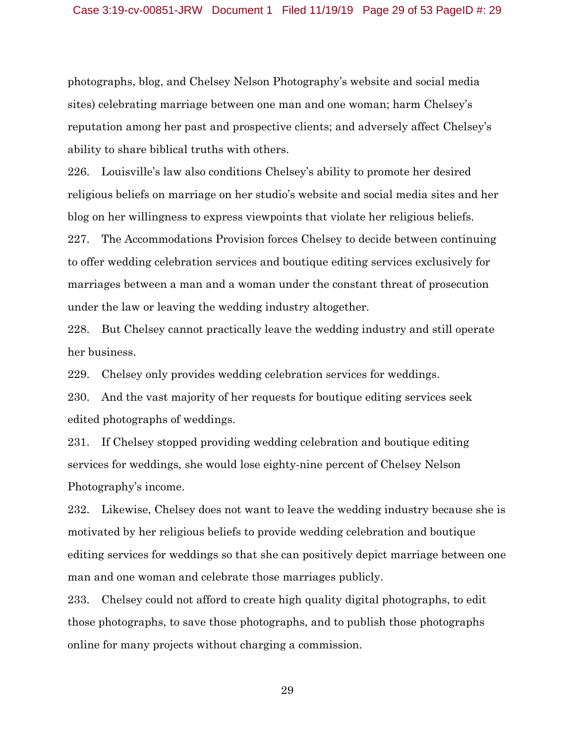photographs, blog, and Chelsey Nelson Photography's website and social media sites) celebrating marriage between one man and one woman; harm Chelsey's reputation among her past and prospective clients; and adversely affect Chelsey's ability to share biblical truths with others.

226. Louisville's law also conditions Chelsey's ability to promote her desired religious beliefs on marriage on her studio's website and social media sites and her blog on her willingness to express viewpoints that violate her religious beliefs.

227. The Accommodations Provision forces Chelsey to decide between continuing to offer wedding celebration services and boutique editing services exclusively for marriages between a man and a woman under the constant threat of prosecution under the law or leaving the wedding industry altogether.

228. But Chelsey cannot practically leave the wedding industry and still operate her business.

229. Chelsey only provides wedding celebration services for weddings.

230. And the vast majority of her requests for boutique editing services seek edited photographs of weddings.

231. If Chelsey stopped providing wedding celebration and boutique editing services for weddings, she would lose eighty-nine percent of Chelsey Nelson Photography's income.

232. Likewise, Chelsey does not want to leave the wedding industry because she is motivated by her religious beliefs to provide wedding celebration and boutique editing services for weddings so that she can positively depict marriage between one man and one woman and celebrate those marriages publicly.

233. Chelsey could not afford to create high quality digital photographs, to edit those photographs, to save those photographs, and to publish those photographs online for many projects without charging a commission.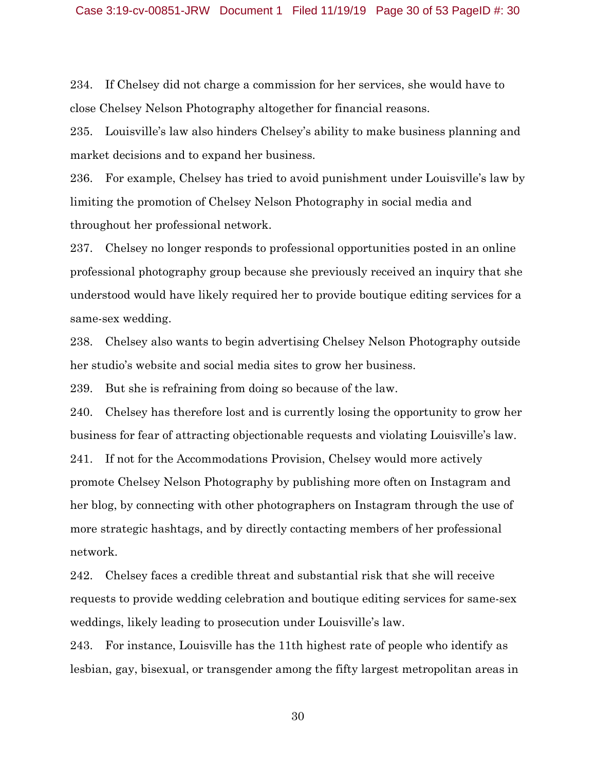234. If Chelsey did not charge a commission for her services, she would have to close Chelsey Nelson Photography altogether for financial reasons.

235. Louisville's law also hinders Chelsey's ability to make business planning and market decisions and to expand her business.

236. For example, Chelsey has tried to avoid punishment under Louisville's law by limiting the promotion of Chelsey Nelson Photography in social media and throughout her professional network.

237. Chelsey no longer responds to professional opportunities posted in an online professional photography group because she previously received an inquiry that she understood would have likely required her to provide boutique editing services for a same-sex wedding.

238. Chelsey also wants to begin advertising Chelsey Nelson Photography outside her studio's website and social media sites to grow her business.

239. But she is refraining from doing so because of the law.

240. Chelsey has therefore lost and is currently losing the opportunity to grow her business for fear of attracting objectionable requests and violating Louisville's law.

241. If not for the Accommodations Provision, Chelsey would more actively promote Chelsey Nelson Photography by publishing more often on Instagram and her blog, by connecting with other photographers on Instagram through the use of more strategic hashtags, and by directly contacting members of her professional network.

242. Chelsey faces a credible threat and substantial risk that she will receive requests to provide wedding celebration and boutique editing services for same-sex weddings, likely leading to prosecution under Louisville's law.

243. For instance, Louisville has the 11th highest rate of people who identify as lesbian, gay, bisexual, or transgender among the fifty largest metropolitan areas in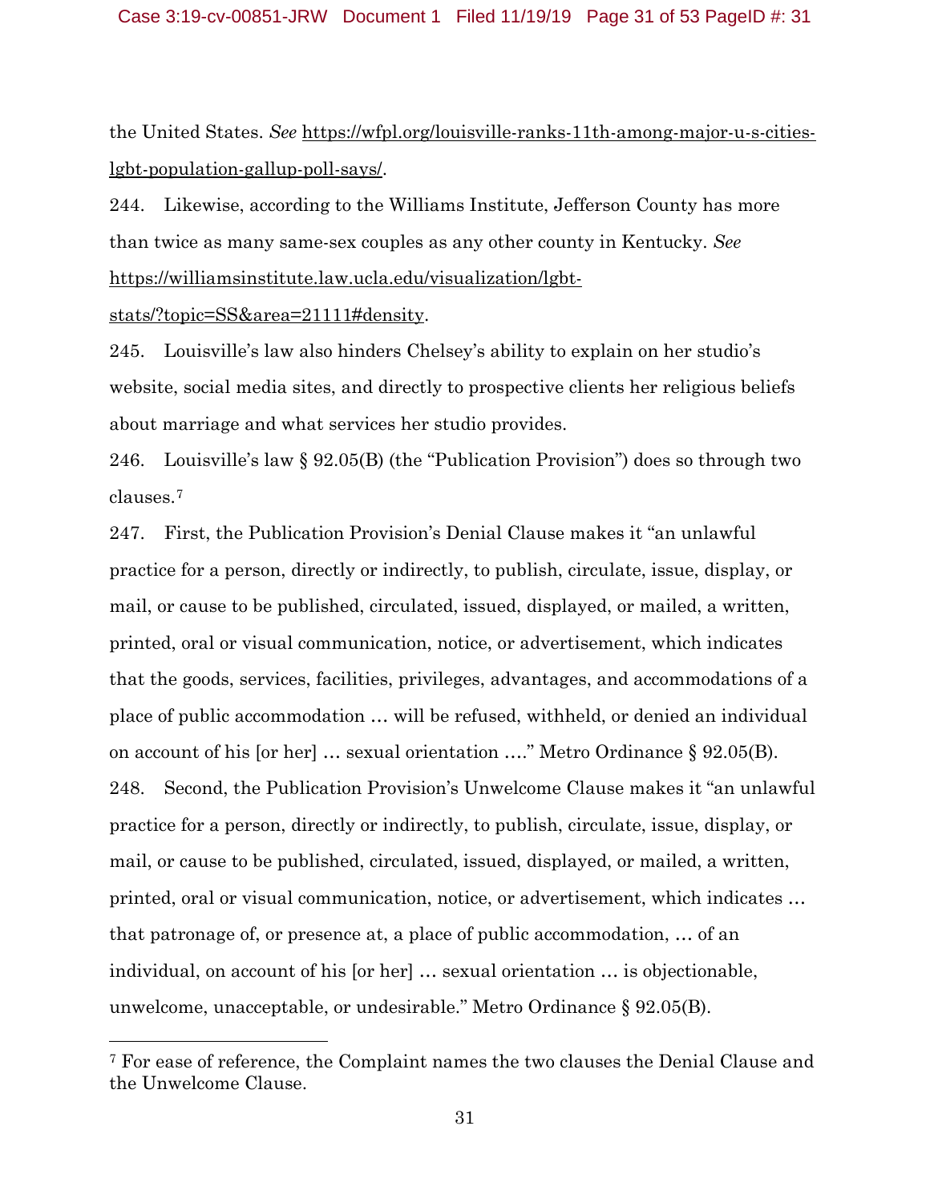the United States. *See* https://wfpl.org/louisville-ranks-11th-among-major-u-s-cities-lgbt-population-gallup-poll-says/.

244. Likewise, according to the Williams Institute, Jefferson County has more than twice as many same-sex couples as any other county in Kentucky. *See* https://williamsinstitute.law.ucla.edu/visualization/lgbt-stats/?topic=SS&area=21111#density.

245. Louisville's law also hinders Chelsey's ability to explain on her studio's website, social media sites, and directly to prospective clients her religious beliefs about marriage and what services her studio provides.

246. Louisville's law § 92.05(B) (the "Publication Provision") does so through two clauses.[7]

247. First, the Publication Provision's Denial Clause makes it "an unlawful practice for a person, directly or indirectly, to publish, circulate, issue, display, or mail, or cause to be published, circulated, issued, displayed, or mailed, a written, printed, oral or visual communication, notice, or advertisement, which indicates that the goods, services, facilities, privileges, advantages, and accommodations of a place of public accommodation … will be refused, withheld, or denied an individual on account of his [or her] … sexual orientation …." Metro Ordinance § 92.05(B).

248. Second, the Publication Provision's Unwelcome Clause makes it "an unlawful practice for a person, directly or indirectly, to publish, circulate, issue, display, or mail, or cause to be published, circulated, issued, displayed, or mailed, a written, printed, oral or visual communication, notice, or advertisement, which indicates … that patronage of, or presence at, a place of public accommodation, … of an individual, on account of his [or her] … sexual orientation … is objectionable, unwelcome, unacceptable, or undesirable." Metro Ordinance § 92.05(B).

---

[7] For ease of reference, the Complaint names the two clauses the Denial Clause and the Unwelcome Clause.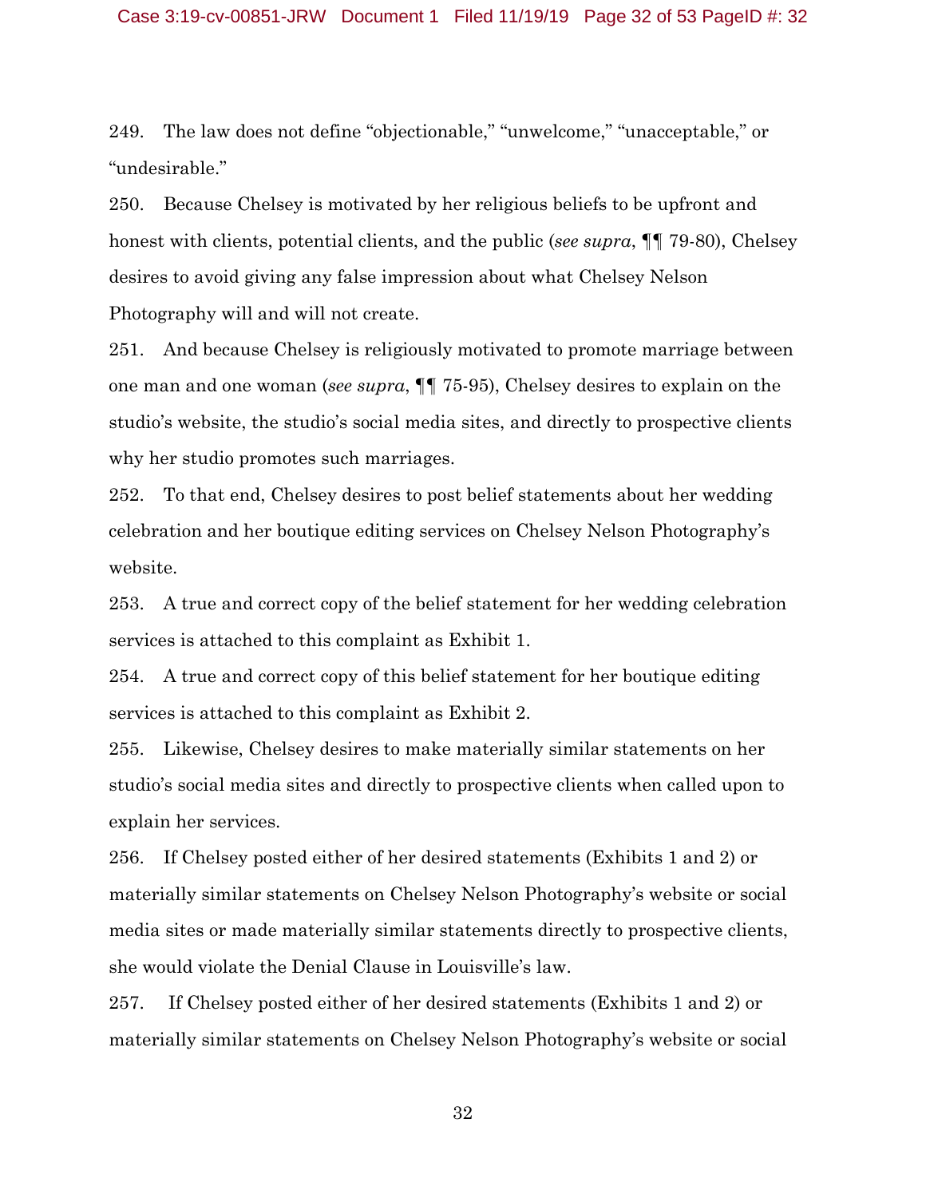249. The law does not define "objectionable," "unwelcome," "unacceptable," or "undesirable."

250. Because Chelsey is motivated by her religious beliefs to be upfront and honest with clients, potential clients, and the public (*see supra*, ¶¶ 79-80), Chelsey desires to avoid giving any false impression about what Chelsey Nelson Photography will and will not create.

251. And because Chelsey is religiously motivated to promote marriage between one man and one woman (*see supra*, ¶¶ 75-95), Chelsey desires to explain on the studio's website, the studio's social media sites, and directly to prospective clients why her studio promotes such marriages.

252. To that end, Chelsey desires to post belief statements about her wedding celebration and her boutique editing services on Chelsey Nelson Photography's website.

253. A true and correct copy of the belief statement for her wedding celebration services is attached to this complaint as Exhibit 1.

254. A true and correct copy of this belief statement for her boutique editing services is attached to this complaint as Exhibit 2.

255. Likewise, Chelsey desires to make materially similar statements on her studio's social media sites and directly to prospective clients when called upon to explain her services.

256. If Chelsey posted either of her desired statements (Exhibits 1 and 2) or materially similar statements on Chelsey Nelson Photography's website or social media sites or made materially similar statements directly to prospective clients, she would violate the Denial Clause in Louisville's law.

257. If Chelsey posted either of her desired statements (Exhibits 1 and 2) or materially similar statements on Chelsey Nelson Photography's website or social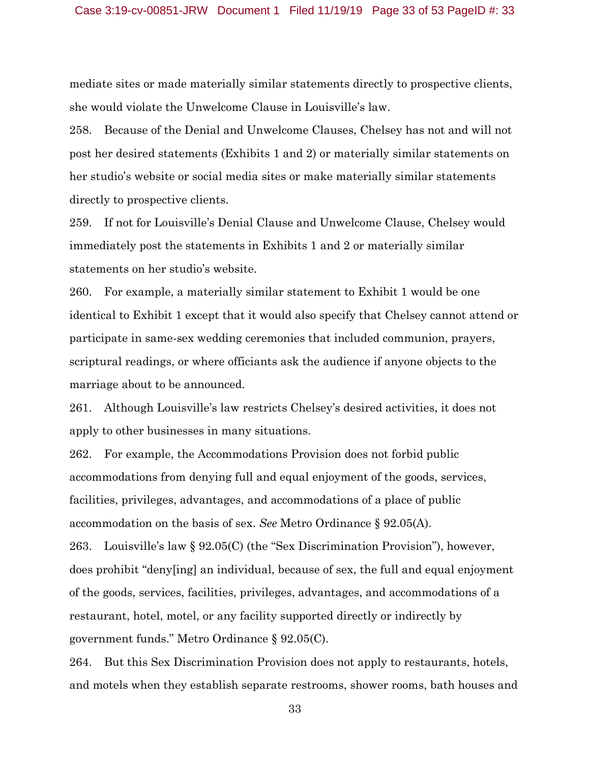mediate sites or made materially similar statements directly to prospective clients, she would violate the Unwelcome Clause in Louisville's law.

258. Because of the Denial and Unwelcome Clauses, Chelsey has not and will not post her desired statements (Exhibits 1 and 2) or materially similar statements on her studio's website or social media sites or make materially similar statements directly to prospective clients.

259. If not for Louisville's Denial Clause and Unwelcome Clause, Chelsey would immediately post the statements in Exhibits 1 and 2 or materially similar statements on her studio's website.

260. For example, a materially similar statement to Exhibit 1 would be one identical to Exhibit 1 except that it would also specify that Chelsey cannot attend or participate in same-sex wedding ceremonies that included communion, prayers, scriptural readings, or where officiants ask the audience if anyone objects to the marriage about to be announced.

261. Although Louisville's law restricts Chelsey's desired activities, it does not apply to other businesses in many situations.

262. For example, the Accommodations Provision does not forbid public accommodations from denying full and equal enjoyment of the goods, services, facilities, privileges, advantages, and accommodations of a place of public accommodation on the basis of sex. *See* Metro Ordinance § 92.05(A).

263. Louisville's law § 92.05(C) (the "Sex Discrimination Provision"), however, does prohibit "deny[ing] an individual, because of sex, the full and equal enjoyment of the goods, services, facilities, privileges, advantages, and accommodations of a restaurant, hotel, motel, or any facility supported directly or indirectly by government funds." Metro Ordinance § 92.05(C).

264. But this Sex Discrimination Provision does not apply to restaurants, hotels, and motels when they establish separate restrooms, shower rooms, bath houses and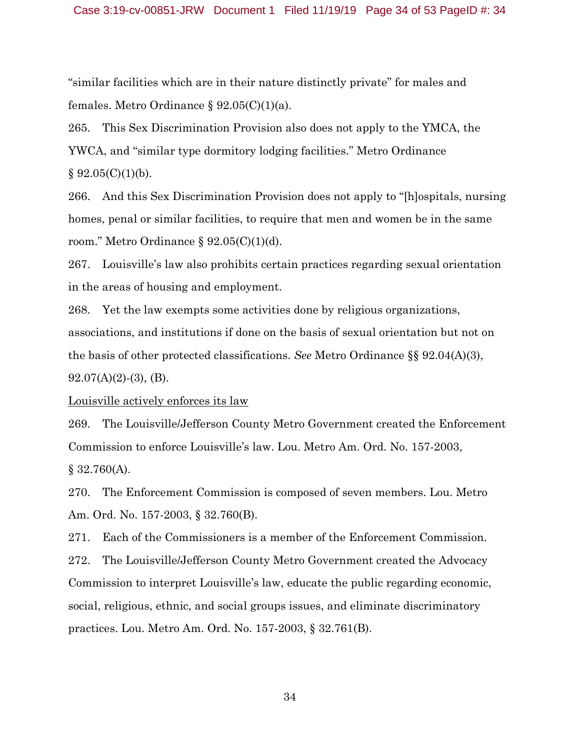"similar facilities which are in their nature distinctly private" for males and females. Metro Ordinance § 92.05(C)(1)(a).

265. This Sex Discrimination Provision also does not apply to the YMCA, the YWCA, and "similar type dormitory lodging facilities." Metro Ordinance § 92.05(C)(1)(b).

266. And this Sex Discrimination Provision does not apply to "[h]ospitals, nursing homes, penal or similar facilities, to require that men and women be in the same room." Metro Ordinance § 92.05(C)(1)(d).

267. Louisville's law also prohibits certain practices regarding sexual orientation in the areas of housing and employment.

268. Yet the law exempts some activities done by religious organizations, associations, and institutions if done on the basis of sexual orientation but not on the basis of other protected classifications. *See* Metro Ordinance §§ 92.04(A)(3), 92.07(A)(2)-(3), (B).

<u>Louisville actively enforces its law</u>

269. The Louisville/Jefferson County Metro Government created the Enforcement Commission to enforce Louisville's law. Lou. Metro Am. Ord. No. 157-2003, § 32.760(A).

270. The Enforcement Commission is composed of seven members. Lou. Metro Am. Ord. No. 157-2003, § 32.760(B).

271. Each of the Commissioners is a member of the Enforcement Commission.

272. The Louisville/Jefferson County Metro Government created the Advocacy Commission to interpret Louisville's law, educate the public regarding economic, social, religious, ethnic, and social groups issues, and eliminate discriminatory practices. Lou. Metro Am. Ord. No. 157-2003, § 32.761(B).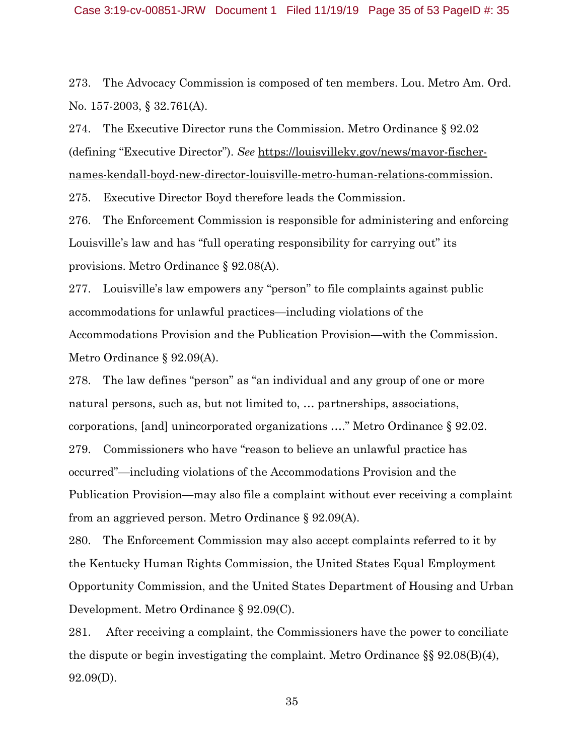273. The Advocacy Commission is composed of ten members. Lou. Metro Am. Ord. No. 157-2003, § 32.761(A).

274. The Executive Director runs the Commission. Metro Ordinance § 92.02 (defining "Executive Director"). *See* https://louisvilleky.gov/news/mayor-fischer-names-kendall-boyd-new-director-louisville-metro-human-relations-commission.

275. Executive Director Boyd therefore leads the Commission.

276. The Enforcement Commission is responsible for administering and enforcing Louisville's law and has "full operating responsibility for carrying out" its provisions. Metro Ordinance § 92.08(A).

277. Louisville's law empowers any "person" to file complaints against public accommodations for unlawful practices—including violations of the Accommodations Provision and the Publication Provision—with the Commission. Metro Ordinance § 92.09(A).

278. The law defines "person" as "an individual and any group of one or more natural persons, such as, but not limited to, … partnerships, associations, corporations, [and] unincorporated organizations …." Metro Ordinance § 92.02.

279. Commissioners who have "reason to believe an unlawful practice has occurred"—including violations of the Accommodations Provision and the Publication Provision—may also file a complaint without ever receiving a complaint from an aggrieved person. Metro Ordinance § 92.09(A).

280. The Enforcement Commission may also accept complaints referred to it by the Kentucky Human Rights Commission, the United States Equal Employment Opportunity Commission, and the United States Department of Housing and Urban Development. Metro Ordinance § 92.09(C).

281. After receiving a complaint, the Commissioners have the power to conciliate the dispute or begin investigating the complaint. Metro Ordinance §§ 92.08(B)(4), 92.09(D).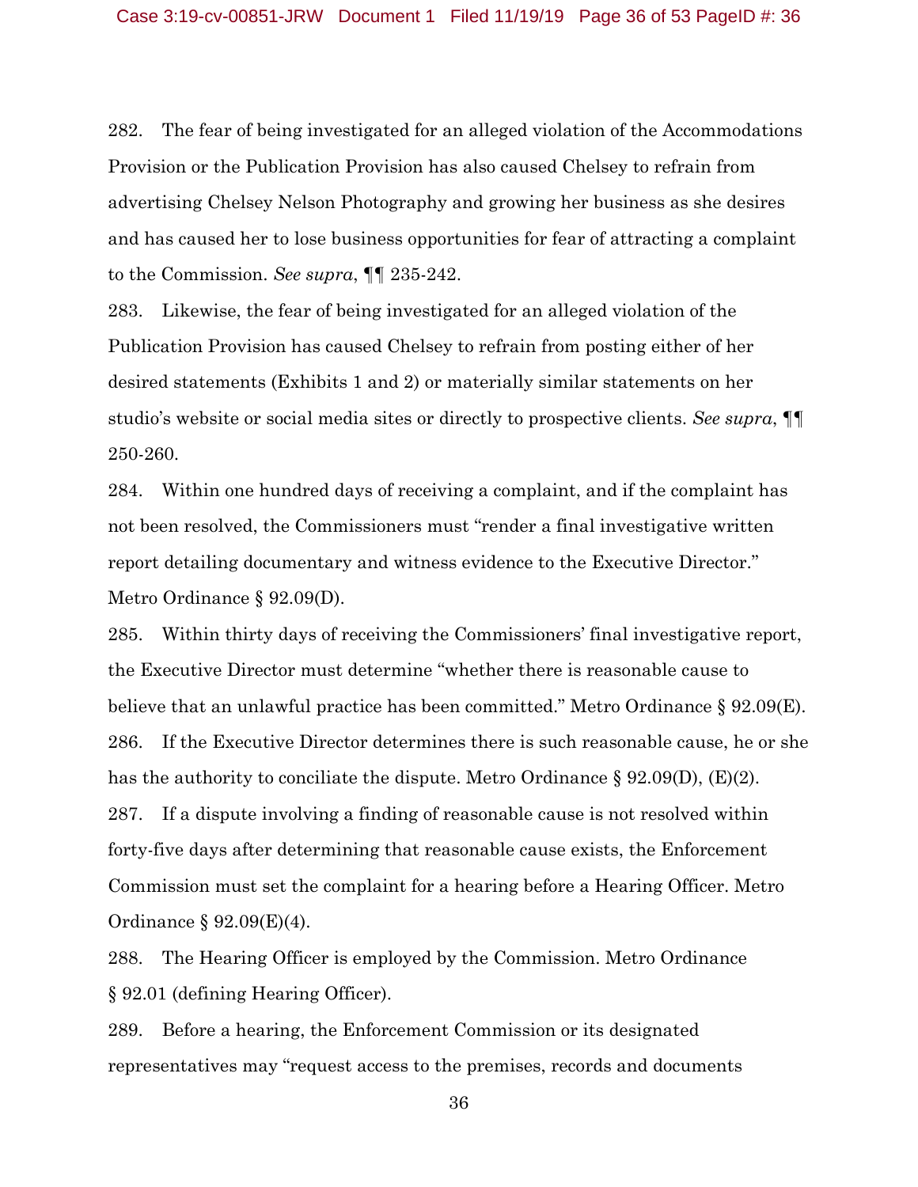282. The fear of being investigated for an alleged violation of the Accommodations Provision or the Publication Provision has also caused Chelsey to refrain from advertising Chelsey Nelson Photography and growing her business as she desires and has caused her to lose business opportunities for fear of attracting a complaint to the Commission. *See supra*, ¶¶ 235-242.

283. Likewise, the fear of being investigated for an alleged violation of the Publication Provision has caused Chelsey to refrain from posting either of her desired statements (Exhibits 1 and 2) or materially similar statements on her studio's website or social media sites or directly to prospective clients. *See supra*, ¶¶ 250-260.

284. Within one hundred days of receiving a complaint, and if the complaint has not been resolved, the Commissioners must "render a final investigative written report detailing documentary and witness evidence to the Executive Director." Metro Ordinance § 92.09(D).

285. Within thirty days of receiving the Commissioners' final investigative report, the Executive Director must determine "whether there is reasonable cause to believe that an unlawful practice has been committed." Metro Ordinance § 92.09(E).

286. If the Executive Director determines there is such reasonable cause, he or she has the authority to conciliate the dispute. Metro Ordinance § 92.09(D), (E)(2).

287. If a dispute involving a finding of reasonable cause is not resolved within forty-five days after determining that reasonable cause exists, the Enforcement Commission must set the complaint for a hearing before a Hearing Officer. Metro Ordinance § 92.09(E)(4).

288. The Hearing Officer is employed by the Commission. Metro Ordinance § 92.01 (defining Hearing Officer).

289. Before a hearing, the Enforcement Commission or its designated representatives may "request access to the premises, records and documents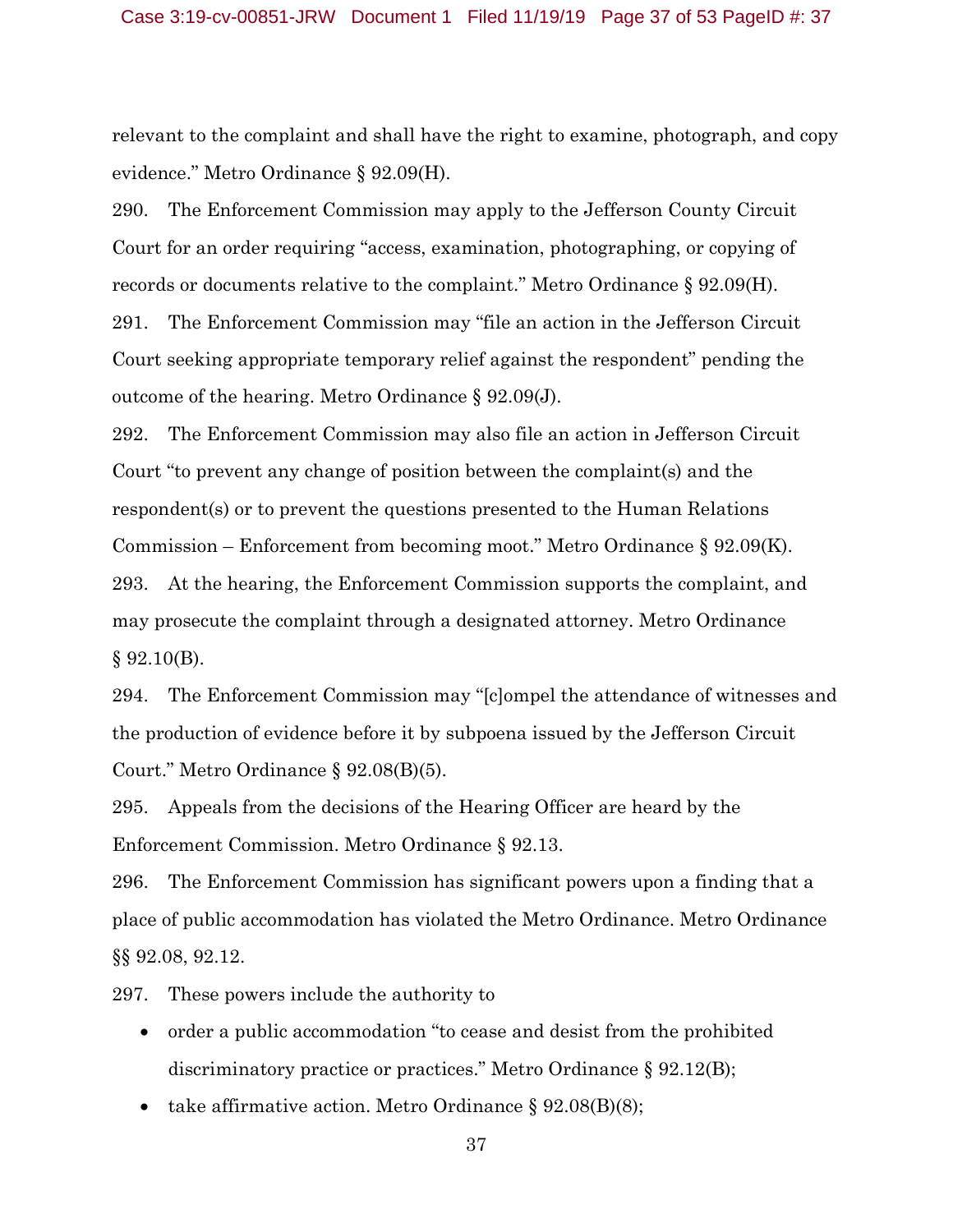relevant to the complaint and shall have the right to examine, photograph, and copy evidence." Metro Ordinance § 92.09(H).

290. The Enforcement Commission may apply to the Jefferson County Circuit Court for an order requiring "access, examination, photographing, or copying of records or documents relative to the complaint." Metro Ordinance § 92.09(H).

291. The Enforcement Commission may "file an action in the Jefferson Circuit Court seeking appropriate temporary relief against the respondent" pending the outcome of the hearing. Metro Ordinance § 92.09(J).

292. The Enforcement Commission may also file an action in Jefferson Circuit Court "to prevent any change of position between the complaint(s) and the respondent(s) or to prevent the questions presented to the Human Relations Commission – Enforcement from becoming moot." Metro Ordinance § 92.09(K).

293. At the hearing, the Enforcement Commission supports the complaint, and may prosecute the complaint through a designated attorney. Metro Ordinance § 92.10(B).

294. The Enforcement Commission may "[c]ompel the attendance of witnesses and the production of evidence before it by subpoena issued by the Jefferson Circuit Court." Metro Ordinance § 92.08(B)(5).

295. Appeals from the decisions of the Hearing Officer are heard by the Enforcement Commission. Metro Ordinance § 92.13.

296. The Enforcement Commission has significant powers upon a finding that a place of public accommodation has violated the Metro Ordinance. Metro Ordinance §§ 92.08, 92.12.

297. These powers include the authority to

- order a public accommodation "to cease and desist from the prohibited discriminatory practice or practices." Metro Ordinance § 92.12(B);
- take affirmative action. Metro Ordinance § 92.08(B)(8);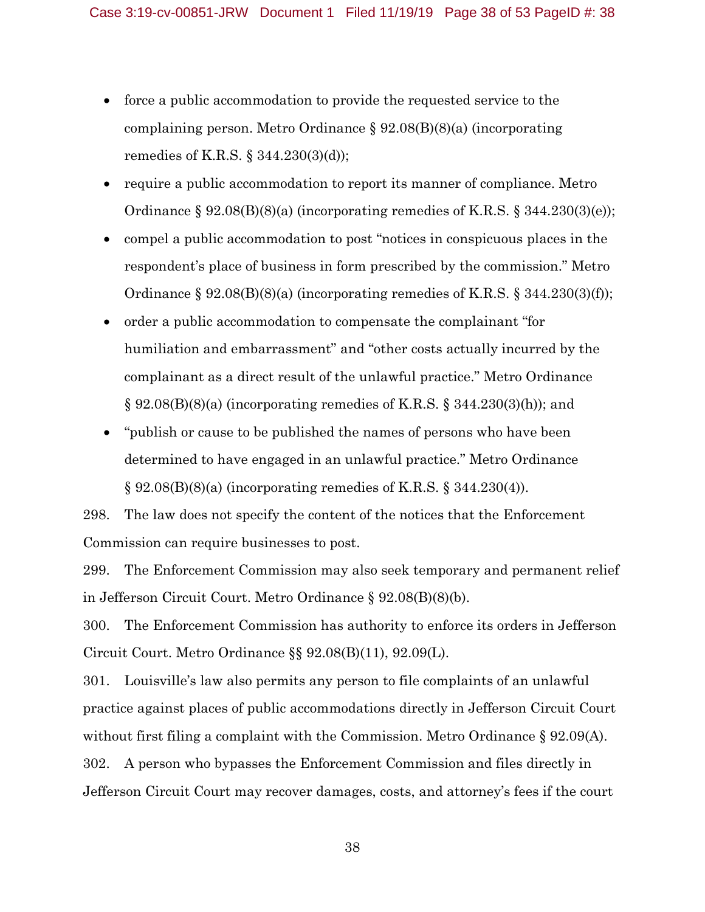- force a public accommodation to provide the requested service to the complaining person. Metro Ordinance § 92.08(B)(8)(a) (incorporating remedies of K.R.S. § 344.230(3)(d));
- require a public accommodation to report its manner of compliance. Metro Ordinance § 92.08(B)(8)(a) (incorporating remedies of K.R.S. § 344.230(3)(e));
- compel a public accommodation to post "notices in conspicuous places in the respondent's place of business in form prescribed by the commission." Metro Ordinance § 92.08(B)(8)(a) (incorporating remedies of K.R.S. § 344.230(3)(f));
- order a public accommodation to compensate the complainant "for humiliation and embarrassment" and "other costs actually incurred by the complainant as a direct result of the unlawful practice." Metro Ordinance § 92.08(B)(8)(a) (incorporating remedies of K.R.S. § 344.230(3)(h)); and
- "publish or cause to be published the names of persons who have been determined to have engaged in an unlawful practice." Metro Ordinance § 92.08(B)(8)(a) (incorporating remedies of K.R.S. § 344.230(4)).

298. The law does not specify the content of the notices that the Enforcement Commission can require businesses to post.

299. The Enforcement Commission may also seek temporary and permanent relief in Jefferson Circuit Court. Metro Ordinance § 92.08(B)(8)(b).

300. The Enforcement Commission has authority to enforce its orders in Jefferson Circuit Court. Metro Ordinance §§ 92.08(B)(11), 92.09(L).

301. Louisville's law also permits any person to file complaints of an unlawful practice against places of public accommodations directly in Jefferson Circuit Court without first filing a complaint with the Commission. Metro Ordinance § 92.09(A).

302. A person who bypasses the Enforcement Commission and files directly in Jefferson Circuit Court may recover damages, costs, and attorney's fees if the court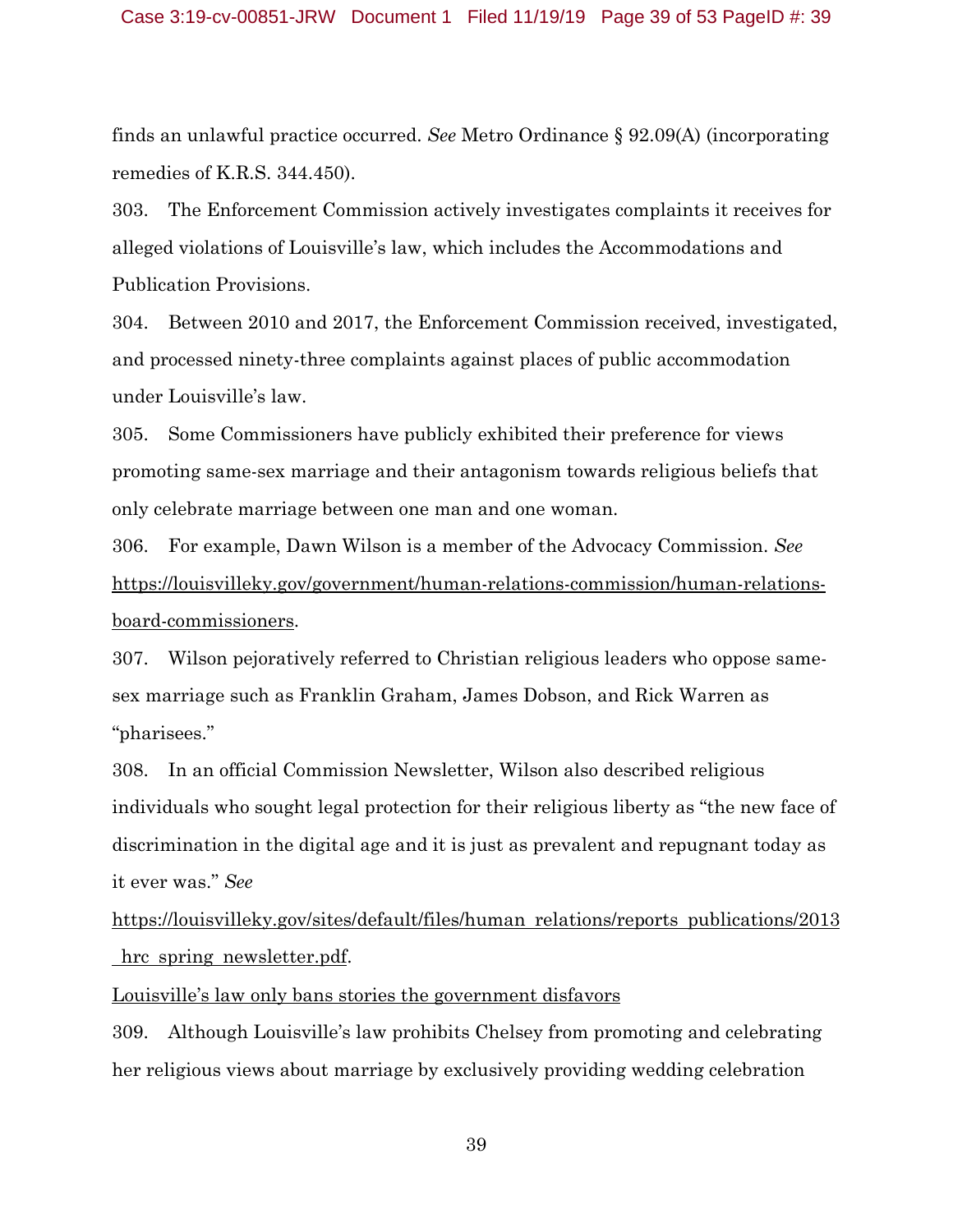finds an unlawful practice occurred. *See* Metro Ordinance § 92.09(A) (incorporating remedies of K.R.S. 344.450).

303. The Enforcement Commission actively investigates complaints it receives for alleged violations of Louisville's law, which includes the Accommodations and Publication Provisions.

304. Between 2010 and 2017, the Enforcement Commission received, investigated, and processed ninety-three complaints against places of public accommodation under Louisville's law.

305. Some Commissioners have publicly exhibited their preference for views promoting same-sex marriage and their antagonism towards religious beliefs that only celebrate marriage between one man and one woman.

306. For example, Dawn Wilson is a member of the Advocacy Commission. *See* https://louisvilleky.gov/government/human-relations-commission/human-relations-board-commissioners.

307. Wilson pejoratively referred to Christian religious leaders who oppose same-sex marriage such as Franklin Graham, James Dobson, and Rick Warren as "pharisees."

308. In an official Commission Newsletter, Wilson also described religious individuals who sought legal protection for their religious liberty as "the new face of discrimination in the digital age and it is just as prevalent and repugnant today as it ever was." *See* https://louisvilleky.gov/sites/default/files/human_relations/reports_publications/2013_hrc_spring_newsletter.pdf.

Louisville's law only bans stories the government disfavors

309. Although Louisville's law prohibits Chelsey from promoting and celebrating her religious views about marriage by exclusively providing wedding celebration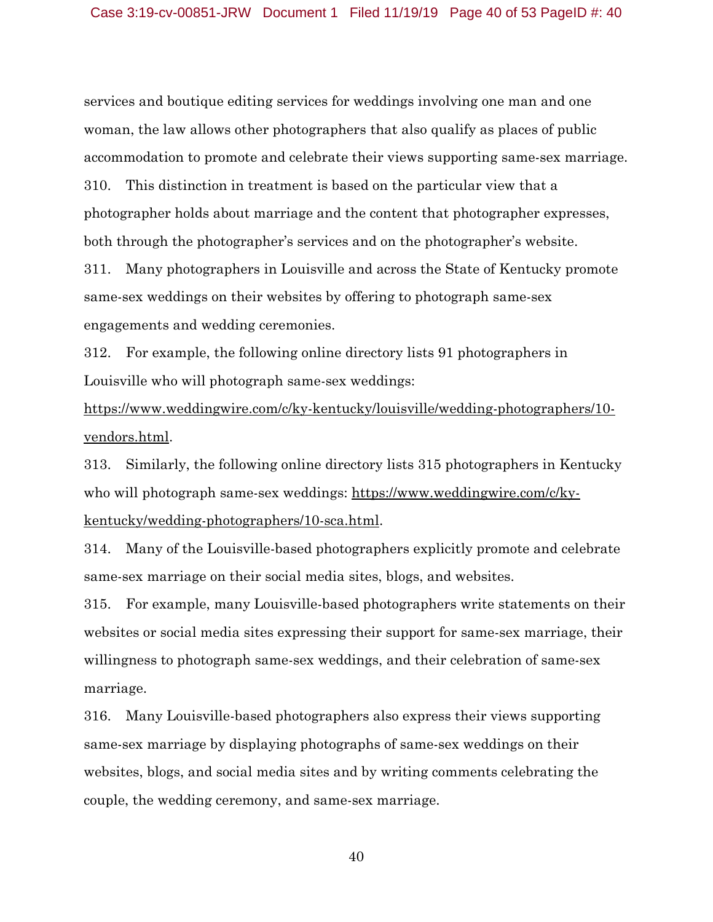services and boutique editing services for weddings involving one man and one woman, the law allows other photographers that also qualify as places of public accommodation to promote and celebrate their views supporting same-sex marriage.

310. This distinction in treatment is based on the particular view that a photographer holds about marriage and the content that photographer expresses, both through the photographer's services and on the photographer's website.

311. Many photographers in Louisville and across the State of Kentucky promote same-sex weddings on their websites by offering to photograph same-sex engagements and wedding ceremonies.

312. For example, the following online directory lists 91 photographers in Louisville who will photograph same-sex weddings: https://www.weddingwire.com/c/ky-kentucky/louisville/wedding-photographers/10-vendors.html.

313. Similarly, the following online directory lists 315 photographers in Kentucky who will photograph same-sex weddings: https://www.weddingwire.com/c/ky-kentucky/wedding-photographers/10-sca.html.

314. Many of the Louisville-based photographers explicitly promote and celebrate same-sex marriage on their social media sites, blogs, and websites.

315. For example, many Louisville-based photographers write statements on their websites or social media sites expressing their support for same-sex marriage, their willingness to photograph same-sex weddings, and their celebration of same-sex marriage.

316. Many Louisville-based photographers also express their views supporting same-sex marriage by displaying photographs of same-sex weddings on their websites, blogs, and social media sites and by writing comments celebrating the couple, the wedding ceremony, and same-sex marriage.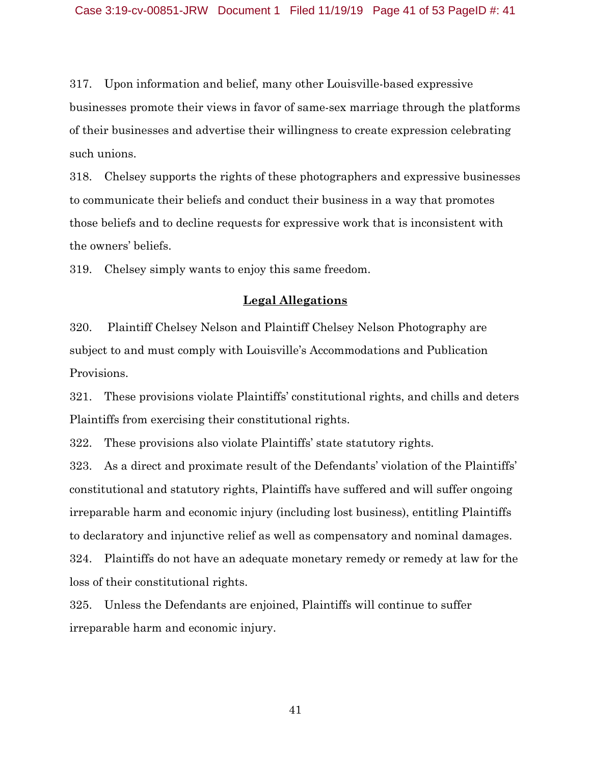317. Upon information and belief, many other Louisville-based expressive businesses promote their views in favor of same-sex marriage through the platforms of their businesses and advertise their willingness to create expression celebrating such unions.

318. Chelsey supports the rights of these photographers and expressive businesses to communicate their beliefs and conduct their business in a way that promotes those beliefs and to decline requests for expressive work that is inconsistent with the owners' beliefs.

319. Chelsey simply wants to enjoy this same freedom.

## Legal Allegations

320. Plaintiff Chelsey Nelson and Plaintiff Chelsey Nelson Photography are subject to and must comply with Louisville's Accommodations and Publication Provisions.

321. These provisions violate Plaintiffs' constitutional rights, and chills and deters Plaintiffs from exercising their constitutional rights.

322. These provisions also violate Plaintiffs' state statutory rights.

323. As a direct and proximate result of the Defendants' violation of the Plaintiffs' constitutional and statutory rights, Plaintiffs have suffered and will suffer ongoing irreparable harm and economic injury (including lost business), entitling Plaintiffs to declaratory and injunctive relief as well as compensatory and nominal damages.

324. Plaintiffs do not have an adequate monetary remedy or remedy at law for the loss of their constitutional rights.

325. Unless the Defendants are enjoined, Plaintiffs will continue to suffer irreparable harm and economic injury.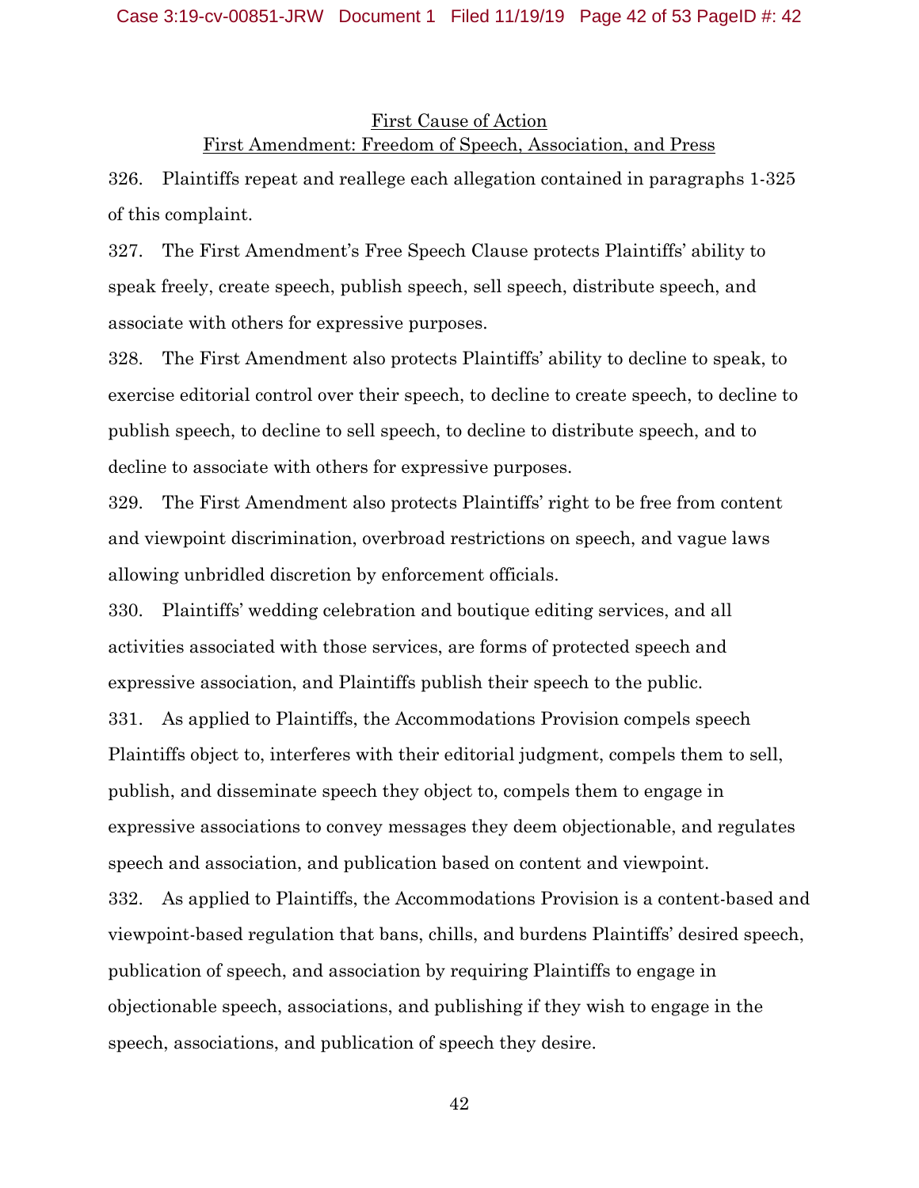## First Cause of Action

## First Amendment: Freedom of Speech, Association, and Press

326. Plaintiffs repeat and reallege each allegation contained in paragraphs 1-325 of this complaint.

327. The First Amendment's Free Speech Clause protects Plaintiffs' ability to speak freely, create speech, publish speech, sell speech, distribute speech, and associate with others for expressive purposes.

328. The First Amendment also protects Plaintiffs' ability to decline to speak, to exercise editorial control over their speech, to decline to create speech, to decline to publish speech, to decline to sell speech, to decline to distribute speech, and to decline to associate with others for expressive purposes.

329. The First Amendment also protects Plaintiffs' right to be free from content and viewpoint discrimination, overbroad restrictions on speech, and vague laws allowing unbridled discretion by enforcement officials.

330. Plaintiffs' wedding celebration and boutique editing services, and all activities associated with those services, are forms of protected speech and expressive association, and Plaintiffs publish their speech to the public.

331. As applied to Plaintiffs, the Accommodations Provision compels speech Plaintiffs object to, interferes with their editorial judgment, compels them to sell, publish, and disseminate speech they object to, compels them to engage in expressive associations to convey messages they deem objectionable, and regulates speech and association, and publication based on content and viewpoint.

332. As applied to Plaintiffs, the Accommodations Provision is a content-based and viewpoint-based regulation that bans, chills, and burdens Plaintiffs' desired speech, publication of speech, and association by requiring Plaintiffs to engage in objectionable speech, associations, and publishing if they wish to engage in the speech, associations, and publication of speech they desire.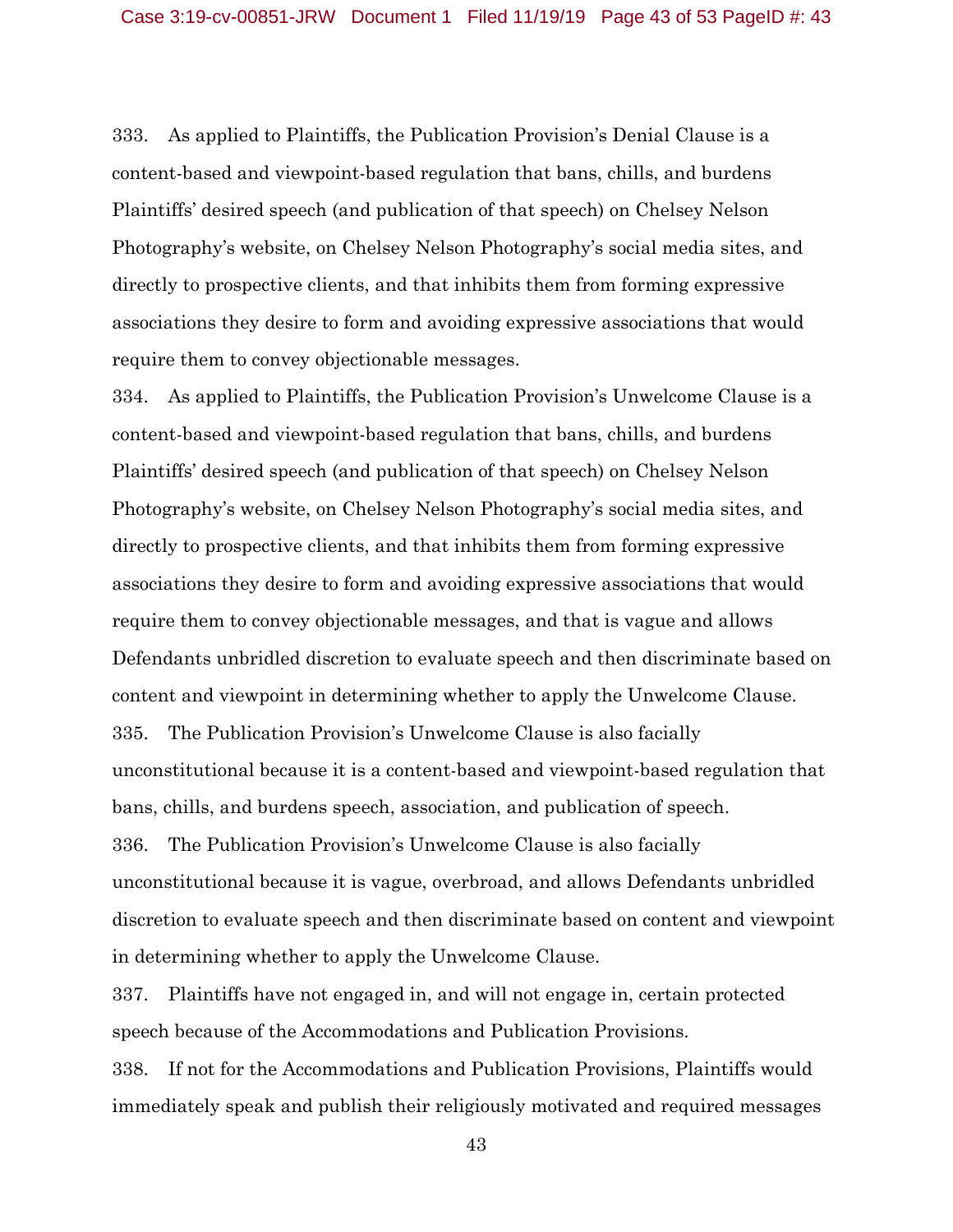333. As applied to Plaintiffs, the Publication Provision's Denial Clause is a content-based and viewpoint-based regulation that bans, chills, and burdens Plaintiffs' desired speech (and publication of that speech) on Chelsey Nelson Photography's website, on Chelsey Nelson Photography's social media sites, and directly to prospective clients, and that inhibits them from forming expressive associations they desire to form and avoiding expressive associations that would require them to convey objectionable messages.

334. As applied to Plaintiffs, the Publication Provision's Unwelcome Clause is a content-based and viewpoint-based regulation that bans, chills, and burdens Plaintiffs' desired speech (and publication of that speech) on Chelsey Nelson Photography's website, on Chelsey Nelson Photography's social media sites, and directly to prospective clients, and that inhibits them from forming expressive associations they desire to form and avoiding expressive associations that would require them to convey objectionable messages, and that is vague and allows Defendants unbridled discretion to evaluate speech and then discriminate based on content and viewpoint in determining whether to apply the Unwelcome Clause.

335. The Publication Provision's Unwelcome Clause is also facially unconstitutional because it is a content-based and viewpoint-based regulation that bans, chills, and burdens speech, association, and publication of speech.

336. The Publication Provision's Unwelcome Clause is also facially unconstitutional because it is vague, overbroad, and allows Defendants unbridled discretion to evaluate speech and then discriminate based on content and viewpoint in determining whether to apply the Unwelcome Clause.

337. Plaintiffs have not engaged in, and will not engage in, certain protected speech because of the Accommodations and Publication Provisions.

338. If not for the Accommodations and Publication Provisions, Plaintiffs would immediately speak and publish their religiously motivated and required messages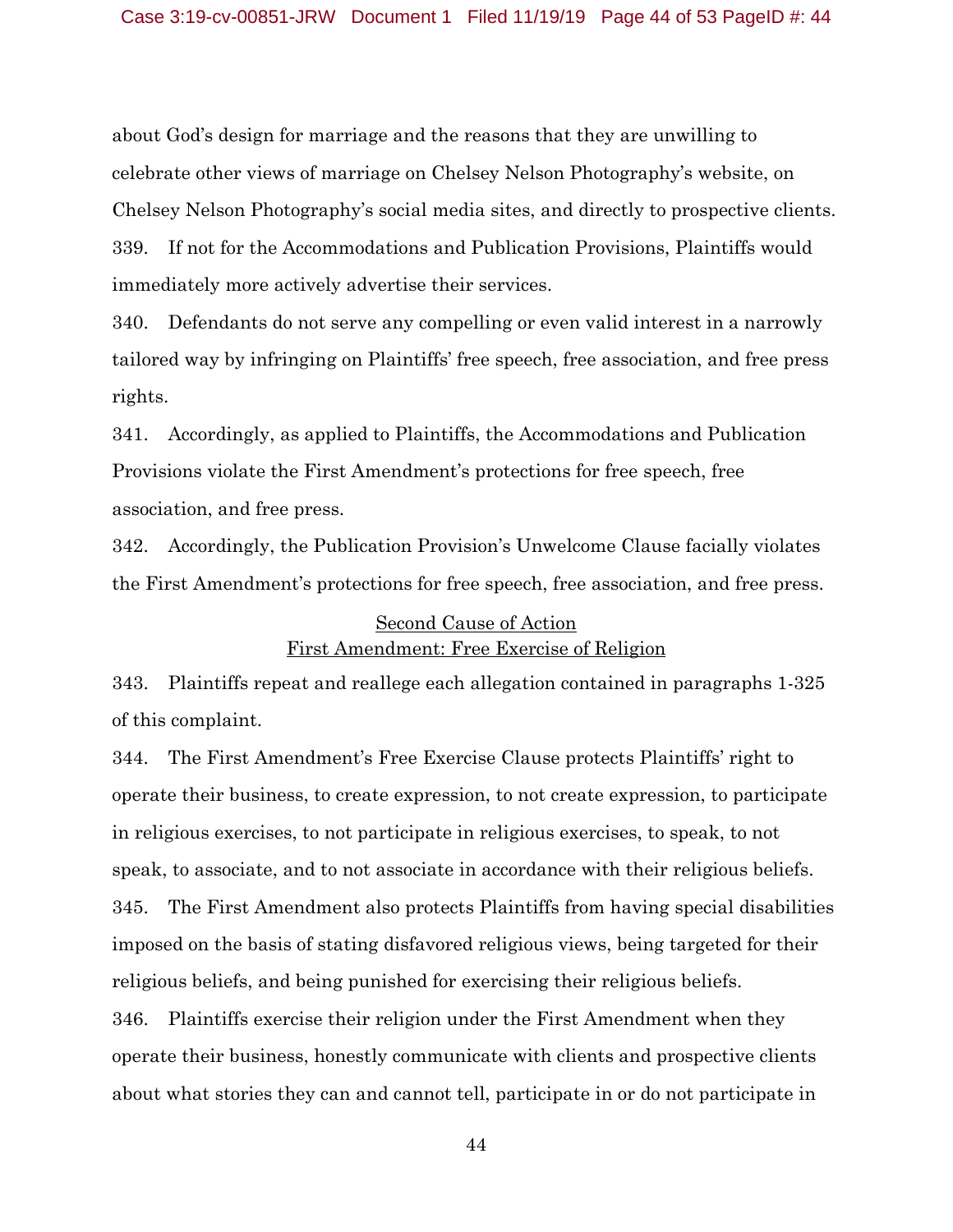about God's design for marriage and the reasons that they are unwilling to celebrate other views of marriage on Chelsey Nelson Photography's website, on Chelsey Nelson Photography's social media sites, and directly to prospective clients.

339. If not for the Accommodations and Publication Provisions, Plaintiffs would immediately more actively advertise their services.

340. Defendants do not serve any compelling or even valid interest in a narrowly tailored way by infringing on Plaintiffs' free speech, free association, and free press rights.

341. Accordingly, as applied to Plaintiffs, the Accommodations and Publication Provisions violate the First Amendment's protections for free speech, free association, and free press.

342. Accordingly, the Publication Provision's Unwelcome Clause facially violates the First Amendment's protections for free speech, free association, and free press.

<u>Second Cause of Action</u>
<u>First Amendment: Free Exercise of Religion</u>

343. Plaintiffs repeat and reallege each allegation contained in paragraphs 1-325 of this complaint.

344. The First Amendment's Free Exercise Clause protects Plaintiffs' right to operate their business, to create expression, to not create expression, to participate in religious exercises, to not participate in religious exercises, to speak, to not speak, to associate, and to not associate in accordance with their religious beliefs.

345. The First Amendment also protects Plaintiffs from having special disabilities imposed on the basis of stating disfavored religious views, being targeted for their religious beliefs, and being punished for exercising their religious beliefs.

346. Plaintiffs exercise their religion under the First Amendment when they operate their business, honestly communicate with clients and prospective clients about what stories they can and cannot tell, participate in or do not participate in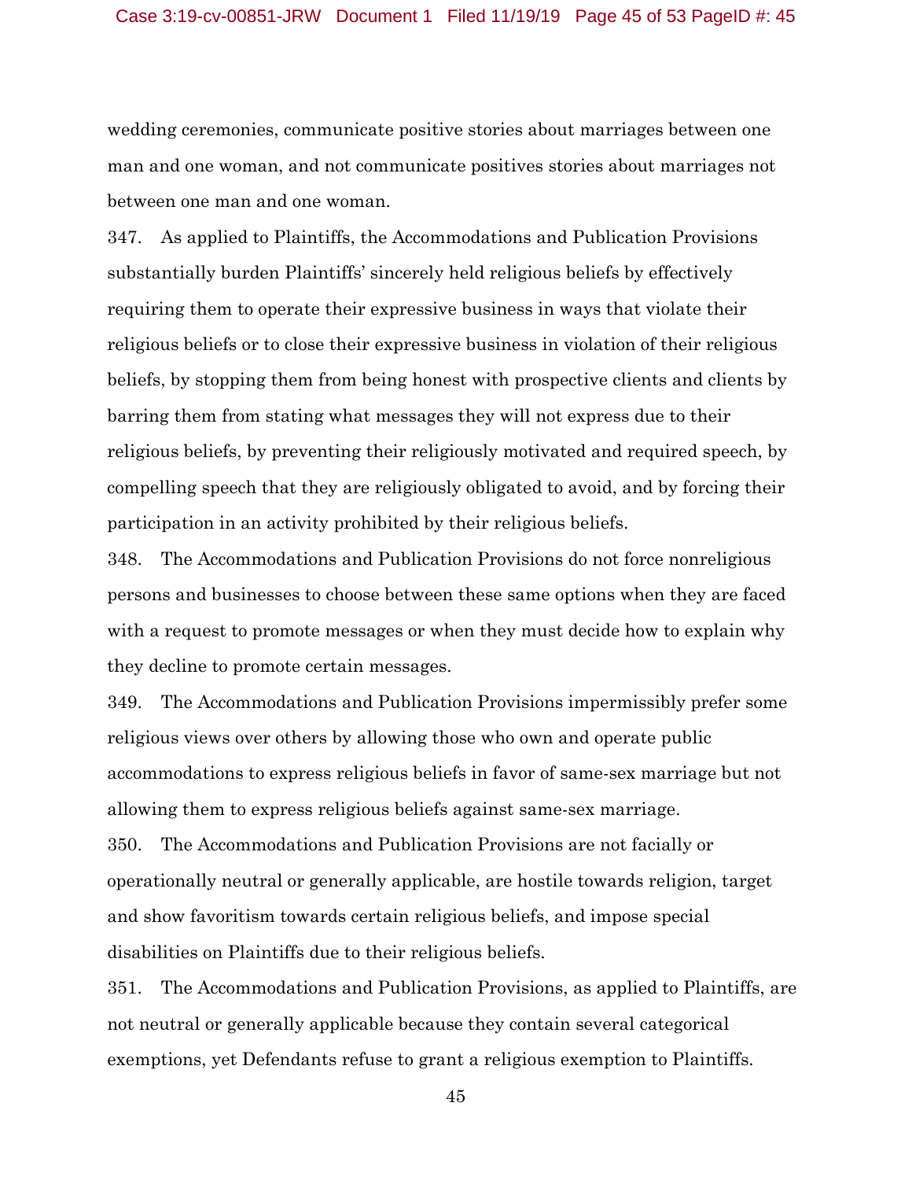wedding ceremonies, communicate positive stories about marriages between one man and one woman, and not communicate positives stories about marriages not between one man and one woman.

347. As applied to Plaintiffs, the Accommodations and Publication Provisions substantially burden Plaintiffs' sincerely held religious beliefs by effectively requiring them to operate their expressive business in ways that violate their religious beliefs or to close their expressive business in violation of their religious beliefs, by stopping them from being honest with prospective clients and clients by barring them from stating what messages they will not express due to their religious beliefs, by preventing their religiously motivated and required speech, by compelling speech that they are religiously obligated to avoid, and by forcing their participation in an activity prohibited by their religious beliefs.

348. The Accommodations and Publication Provisions do not force nonreligious persons and businesses to choose between these same options when they are faced with a request to promote messages or when they must decide how to explain why they decline to promote certain messages.

349. The Accommodations and Publication Provisions impermissibly prefer some religious views over others by allowing those who own and operate public accommodations to express religious beliefs in favor of same-sex marriage but not allowing them to express religious beliefs against same-sex marriage.

350. The Accommodations and Publication Provisions are not facially or operationally neutral or generally applicable, are hostile towards religion, target and show favoritism towards certain religious beliefs, and impose special disabilities on Plaintiffs due to their religious beliefs.

351. The Accommodations and Publication Provisions, as applied to Plaintiffs, are not neutral or generally applicable because they contain several categorical exemptions, yet Defendants refuse to grant a religious exemption to Plaintiffs.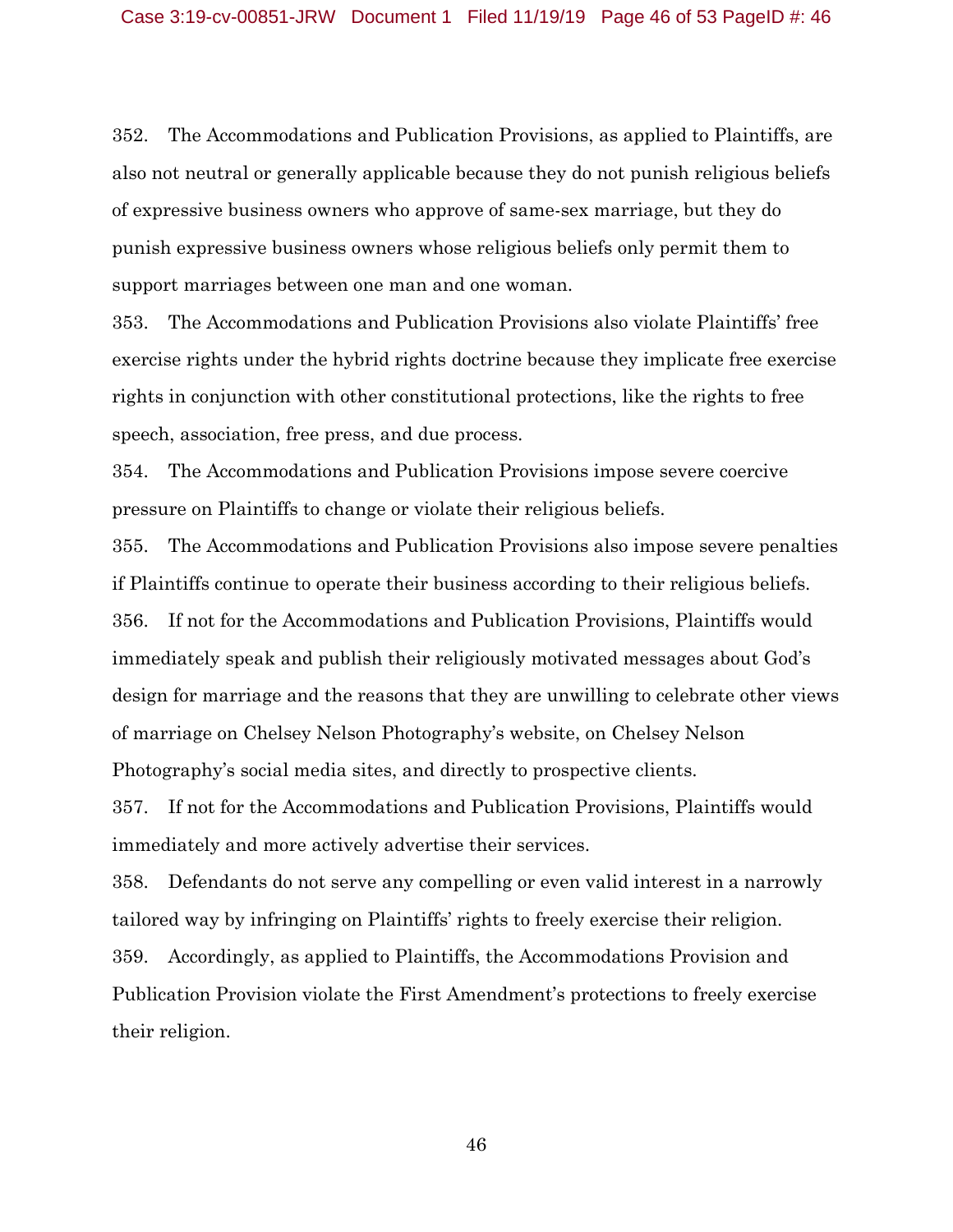352. The Accommodations and Publication Provisions, as applied to Plaintiffs, are also not neutral or generally applicable because they do not punish religious beliefs of expressive business owners who approve of same-sex marriage, but they do punish expressive business owners whose religious beliefs only permit them to support marriages between one man and one woman.

353. The Accommodations and Publication Provisions also violate Plaintiffs' free exercise rights under the hybrid rights doctrine because they implicate free exercise rights in conjunction with other constitutional protections, like the rights to free speech, association, free press, and due process.

354. The Accommodations and Publication Provisions impose severe coercive pressure on Plaintiffs to change or violate their religious beliefs.

355. The Accommodations and Publication Provisions also impose severe penalties if Plaintiffs continue to operate their business according to their religious beliefs.

356. If not for the Accommodations and Publication Provisions, Plaintiffs would immediately speak and publish their religiously motivated messages about God's design for marriage and the reasons that they are unwilling to celebrate other views of marriage on Chelsey Nelson Photography's website, on Chelsey Nelson Photography's social media sites, and directly to prospective clients.

357. If not for the Accommodations and Publication Provisions, Plaintiffs would immediately and more actively advertise their services.

358. Defendants do not serve any compelling or even valid interest in a narrowly tailored way by infringing on Plaintiffs' rights to freely exercise their religion.

359. Accordingly, as applied to Plaintiffs, the Accommodations Provision and Publication Provision violate the First Amendment's protections to freely exercise their religion.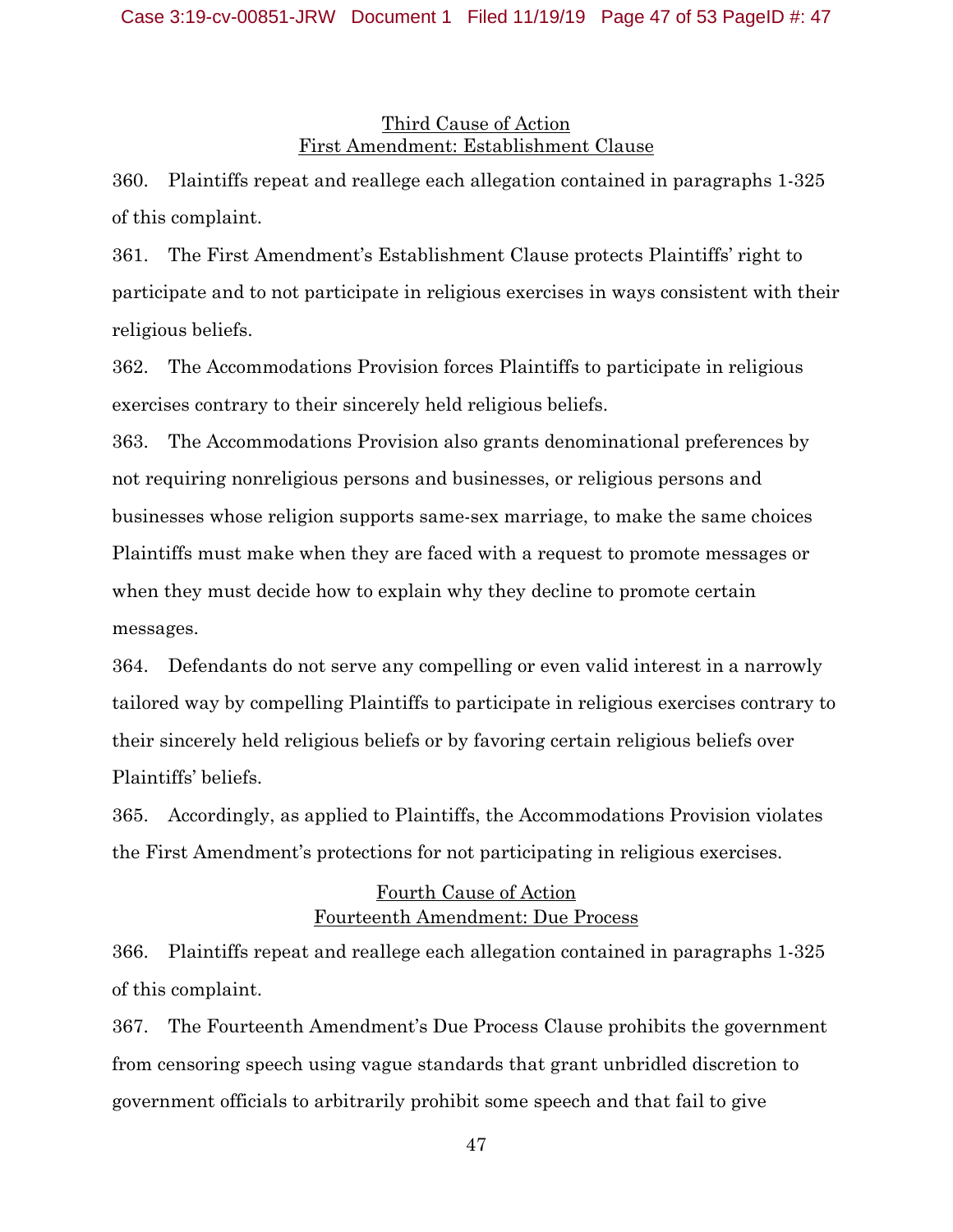## Third Cause of Action
## First Amendment: Establishment Clause

360. Plaintiffs repeat and reallege each allegation contained in paragraphs 1-325 of this complaint.

361. The First Amendment's Establishment Clause protects Plaintiffs' right to participate and to not participate in religious exercises in ways consistent with their religious beliefs.

362. The Accommodations Provision forces Plaintiffs to participate in religious exercises contrary to their sincerely held religious beliefs.

363. The Accommodations Provision also grants denominational preferences by not requiring nonreligious persons and businesses, or religious persons and businesses whose religion supports same-sex marriage, to make the same choices Plaintiffs must make when they are faced with a request to promote messages or when they must decide how to explain why they decline to promote certain messages.

364. Defendants do not serve any compelling or even valid interest in a narrowly tailored way by compelling Plaintiffs to participate in religious exercises contrary to their sincerely held religious beliefs or by favoring certain religious beliefs over Plaintiffs' beliefs.

365. Accordingly, as applied to Plaintiffs, the Accommodations Provision violates the First Amendment's protections for not participating in religious exercises.

## Fourth Cause of Action
## Fourteenth Amendment: Due Process

366. Plaintiffs repeat and reallege each allegation contained in paragraphs 1-325 of this complaint.

367. The Fourteenth Amendment's Due Process Clause prohibits the government from censoring speech using vague standards that grant unbridled discretion to government officials to arbitrarily prohibit some speech and that fail to give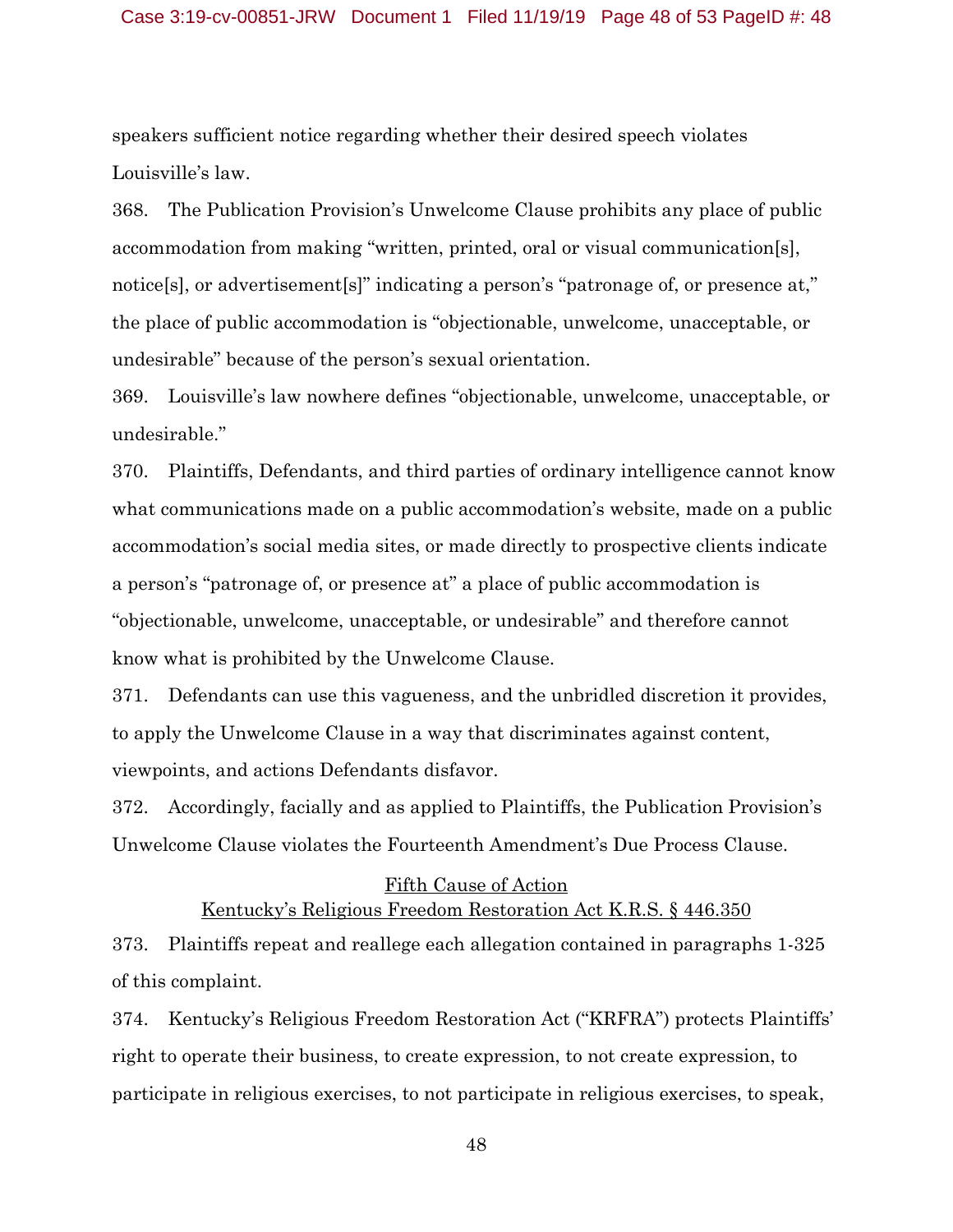speakers sufficient notice regarding whether their desired speech violates Louisville's law.

368. The Publication Provision's Unwelcome Clause prohibits any place of public accommodation from making "written, printed, oral or visual communication[s], notice[s], or advertisement[s]" indicating a person's "patronage of, or presence at," the place of public accommodation is "objectionable, unwelcome, unacceptable, or undesirable" because of the person's sexual orientation.

369. Louisville's law nowhere defines "objectionable, unwelcome, unacceptable, or undesirable."

370. Plaintiffs, Defendants, and third parties of ordinary intelligence cannot know what communications made on a public accommodation's website, made on a public accommodation's social media sites, or made directly to prospective clients indicate a person's "patronage of, or presence at" a place of public accommodation is "objectionable, unwelcome, unacceptable, or undesirable" and therefore cannot know what is prohibited by the Unwelcome Clause.

371. Defendants can use this vagueness, and the unbridled discretion it provides, to apply the Unwelcome Clause in a way that discriminates against content, viewpoints, and actions Defendants disfavor.

372. Accordingly, facially and as applied to Plaintiffs, the Publication Provision's Unwelcome Clause violates the Fourteenth Amendment's Due Process Clause.

## Fifth Cause of Action
## Kentucky's Religious Freedom Restoration Act K.R.S. § 446.350

373. Plaintiffs repeat and reallege each allegation contained in paragraphs 1-325 of this complaint.

374. Kentucky's Religious Freedom Restoration Act ("KRFRA") protects Plaintiffs' right to operate their business, to create expression, to not create expression, to participate in religious exercises, to not participate in religious exercises, to speak,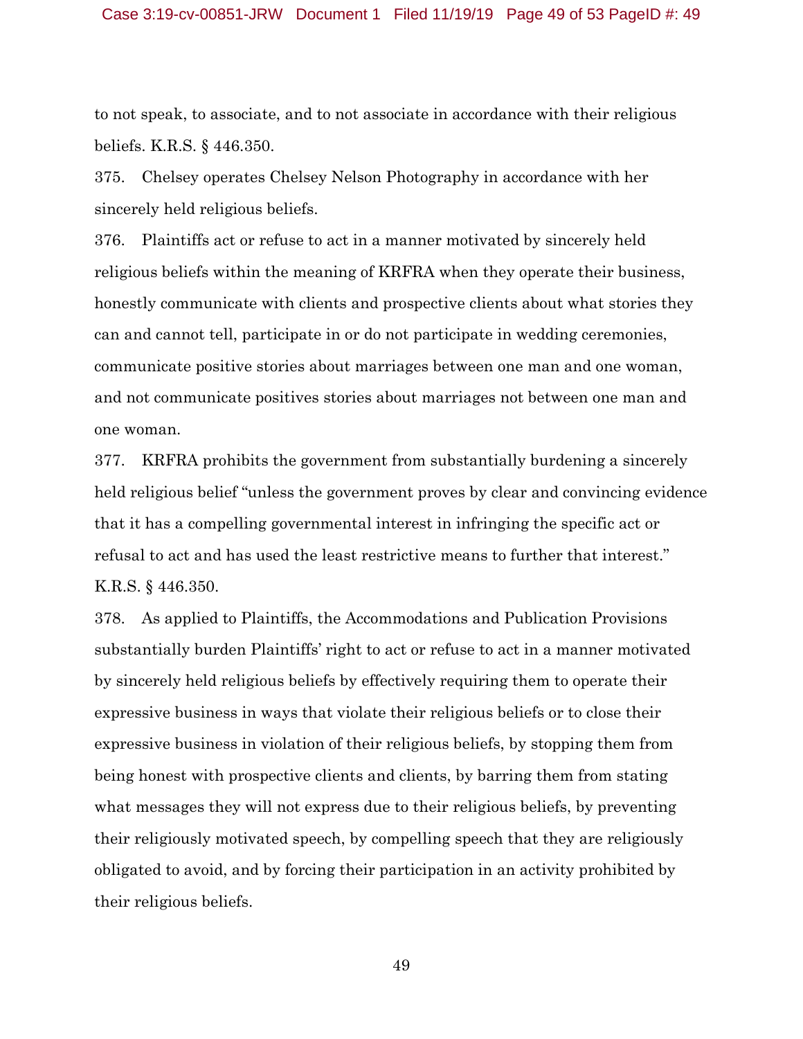to not speak, to associate, and to not associate in accordance with their religious beliefs. K.R.S. § 446.350.

375. Chelsey operates Chelsey Nelson Photography in accordance with her sincerely held religious beliefs.

376. Plaintiffs act or refuse to act in a manner motivated by sincerely held religious beliefs within the meaning of KRFRA when they operate their business, honestly communicate with clients and prospective clients about what stories they can and cannot tell, participate in or do not participate in wedding ceremonies, communicate positive stories about marriages between one man and one woman, and not communicate positives stories about marriages not between one man and one woman.

377. KRFRA prohibits the government from substantially burdening a sincerely held religious belief "unless the government proves by clear and convincing evidence that it has a compelling governmental interest in infringing the specific act or refusal to act and has used the least restrictive means to further that interest." K.R.S. § 446.350.

378. As applied to Plaintiffs, the Accommodations and Publication Provisions substantially burden Plaintiffs' right to act or refuse to act in a manner motivated by sincerely held religious beliefs by effectively requiring them to operate their expressive business in ways that violate their religious beliefs or to close their expressive business in violation of their religious beliefs, by stopping them from being honest with prospective clients and clients, by barring them from stating what messages they will not express due to their religious beliefs, by preventing their religiously motivated speech, by compelling speech that they are religiously obligated to avoid, and by forcing their participation in an activity prohibited by their religious beliefs.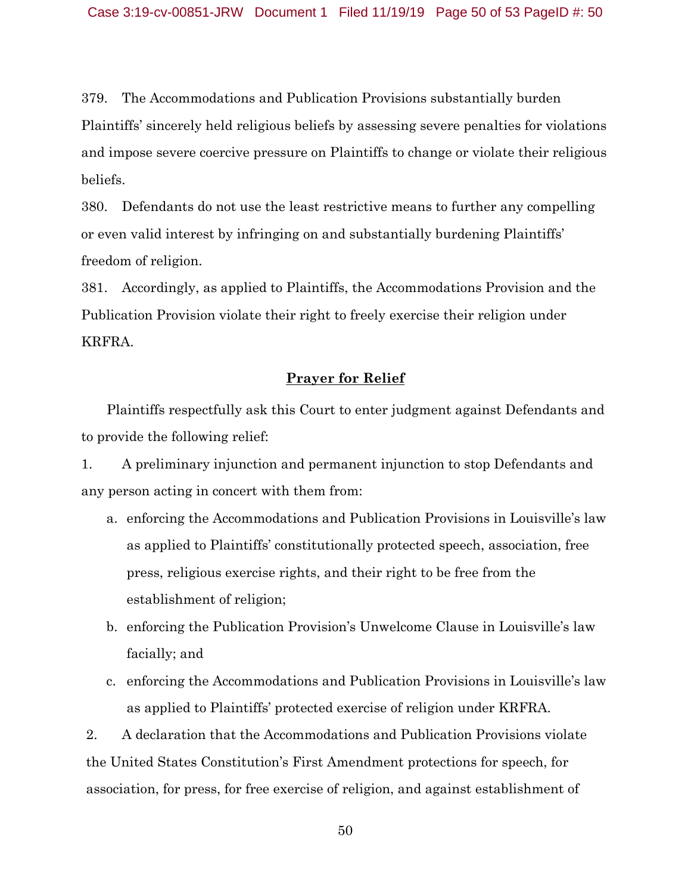379. The Accommodations and Publication Provisions substantially burden Plaintiffs' sincerely held religious beliefs by assessing severe penalties for violations and impose severe coercive pressure on Plaintiffs to change or violate their religious beliefs.

380. Defendants do not use the least restrictive means to further any compelling or even valid interest by infringing on and substantially burdening Plaintiffs' freedom of religion.

381. Accordingly, as applied to Plaintiffs, the Accommodations Provision and the Publication Provision violate their right to freely exercise their religion under KRFRA.

## Prayer for Relief

Plaintiffs respectfully ask this Court to enter judgment against Defendants and to provide the following relief:

1. A preliminary injunction and permanent injunction to stop Defendants and any person acting in concert with them from:
   a. enforcing the Accommodations and Publication Provisions in Louisville's law as applied to Plaintiffs' constitutionally protected speech, association, free press, religious exercise rights, and their right to be free from the establishment of religion;
   b. enforcing the Publication Provision's Unwelcome Clause in Louisville's law facially; and
   c. enforcing the Accommodations and Publication Provisions in Louisville's law as applied to Plaintiffs' protected exercise of religion under KRFRA.

2. A declaration that the Accommodations and Publication Provisions violate the United States Constitution's First Amendment protections for speech, for association, for press, for free exercise of religion, and against establishment of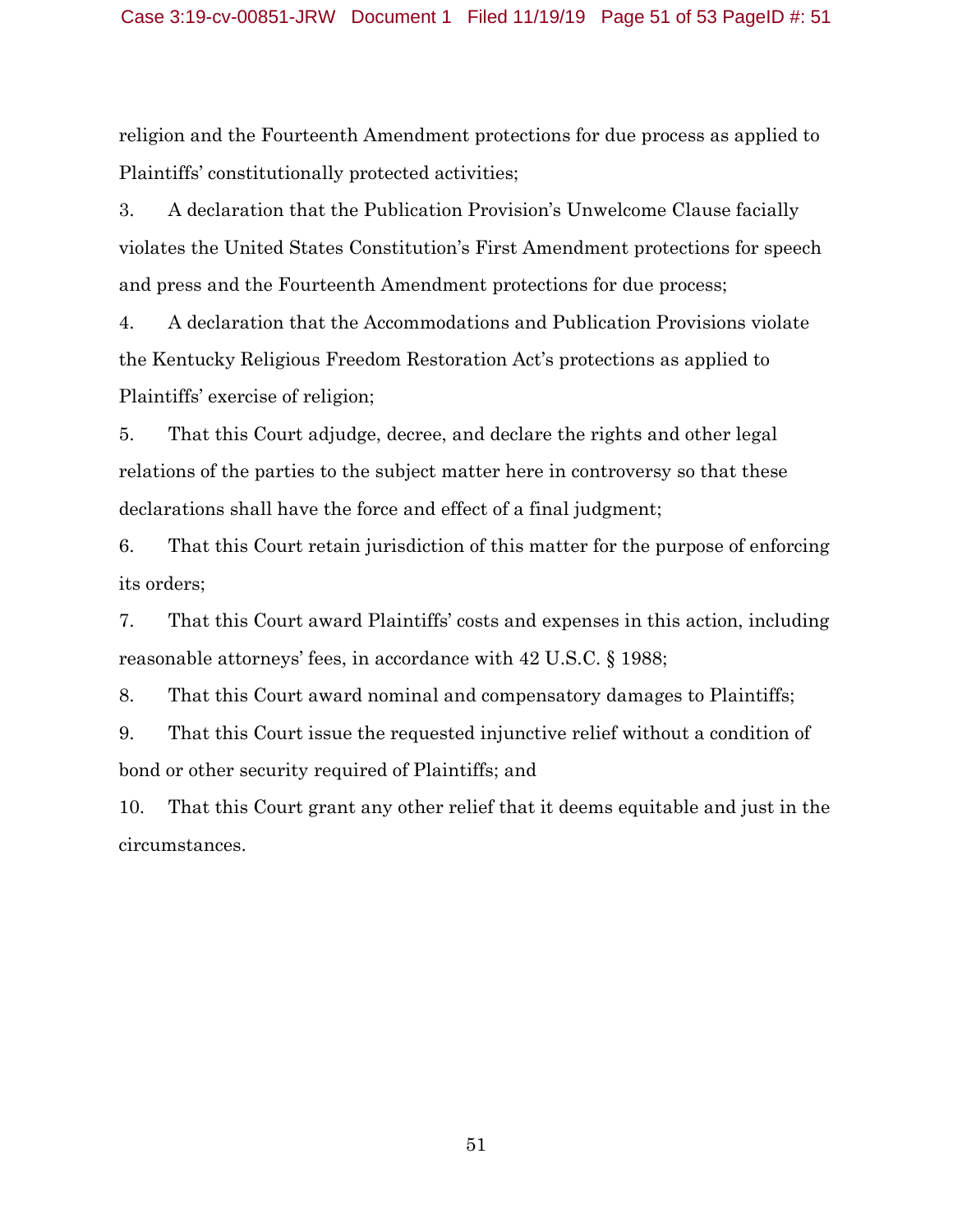religion and the Fourteenth Amendment protections for due process as applied to Plaintiffs' constitutionally protected activities;

3. A declaration that the Publication Provision's Unwelcome Clause facially violates the United States Constitution's First Amendment protections for speech and press and the Fourteenth Amendment protections for due process;

4. A declaration that the Accommodations and Publication Provisions violate the Kentucky Religious Freedom Restoration Act's protections as applied to Plaintiffs' exercise of religion;

5. That this Court adjudge, decree, and declare the rights and other legal relations of the parties to the subject matter here in controversy so that these declarations shall have the force and effect of a final judgment;

6. That this Court retain jurisdiction of this matter for the purpose of enforcing its orders;

7. That this Court award Plaintiffs' costs and expenses in this action, including reasonable attorneys' fees, in accordance with 42 U.S.C. § 1988;

8. That this Court award nominal and compensatory damages to Plaintiffs;

9. That this Court issue the requested injunctive relief without a condition of bond or other security required of Plaintiffs; and

10. That this Court grant any other relief that it deems equitable and just in the circumstances.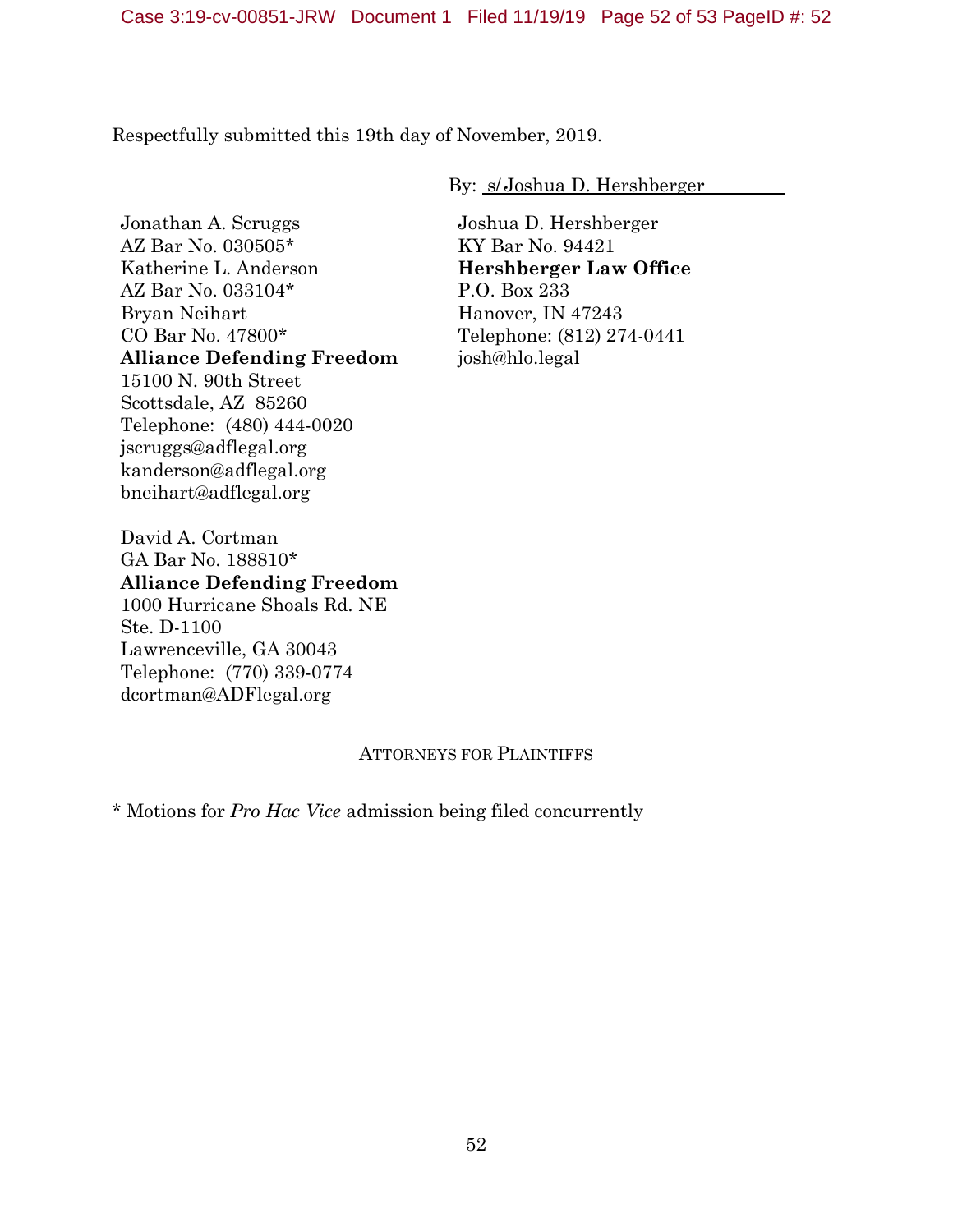Respectfully submitted this 19th day of November, 2019.

By: s/ Joshua D. Hershberger

Jonathan A. Scruggs
AZ Bar No. 030505*
Katherine L. Anderson
AZ Bar No. 033104*
Bryan Neihart
CO Bar No. 47800*
**Alliance Defending Freedom**
15100 N. 90th Street
Scottsdale, AZ 85260
Telephone: (480) 444-0020
jscruggs@adflegal.org
kanderson@adflegal.org
bneihart@adflegal.org

David A. Cortman
GA Bar No. 188810*
**Alliance Defending Freedom**
1000 Hurricane Shoals Rd. NE
Ste. D-1100
Lawrenceville, GA 30043
Telephone: (770) 339-0774
dcortman@ADFlegal.org

Joshua D. Hershberger
KY Bar No. 94421
**Hershberger Law Office**
P.O. Box 233
Hanover, IN 47243
Telephone: (812) 274-0441
josh@hlo.legal

ATTORNEYS FOR PLAINTIFFS

* Motions for *Pro Hac Vice* admission being filed concurrently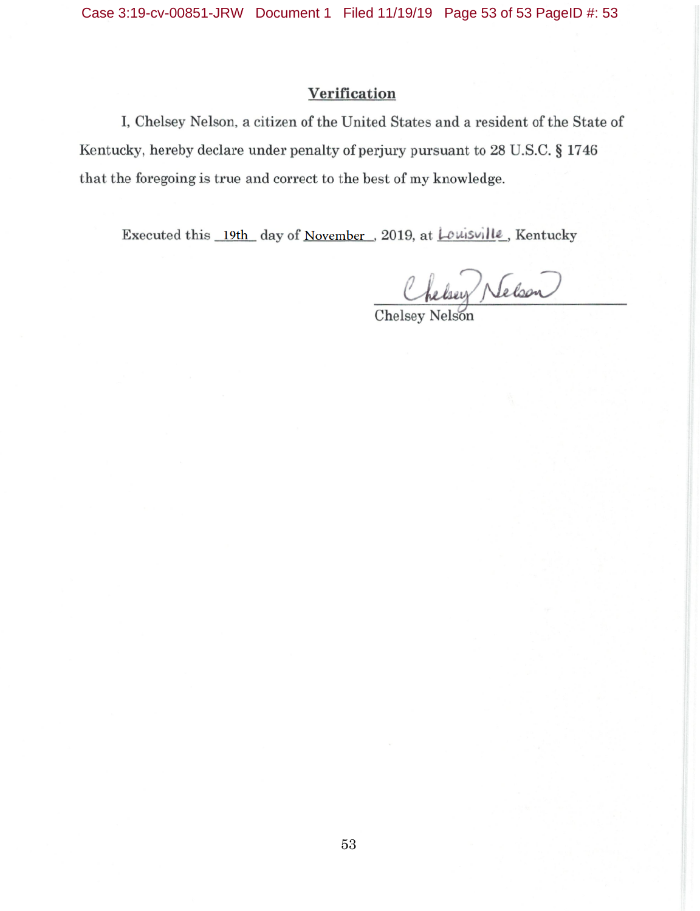## Verification

I, Chelsey Nelson, a citizen of the United States and a resident of the State of Kentucky, hereby declare under penalty of perjury pursuant to 28 U.S.C. § 1746 that the foregoing is true and correct to the best of my knowledge.

Executed this 19th day of November, 2019, at Louisville, Kentucky

Chelsey Nelson

Chelsey Nelson